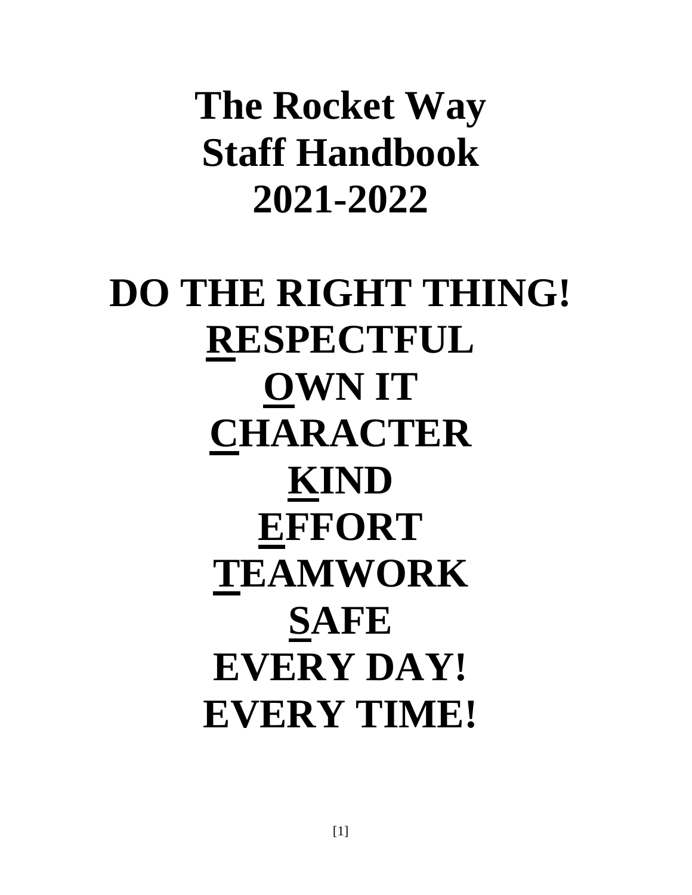# The Rocket Way
# Staff Handbook
# 2021-2022

# DO THE RIGHT THING!

# <u>R</u>ESPECTFUL
# <u>O</u>WN IT
# <u>C</u>HARACTER
# <u>K</u>IND
# <u>E</u>FFORT
# <u>T</u>EAMWORK
# <u>S</u>AFE

# EVERY DAY!
# EVERY TIME!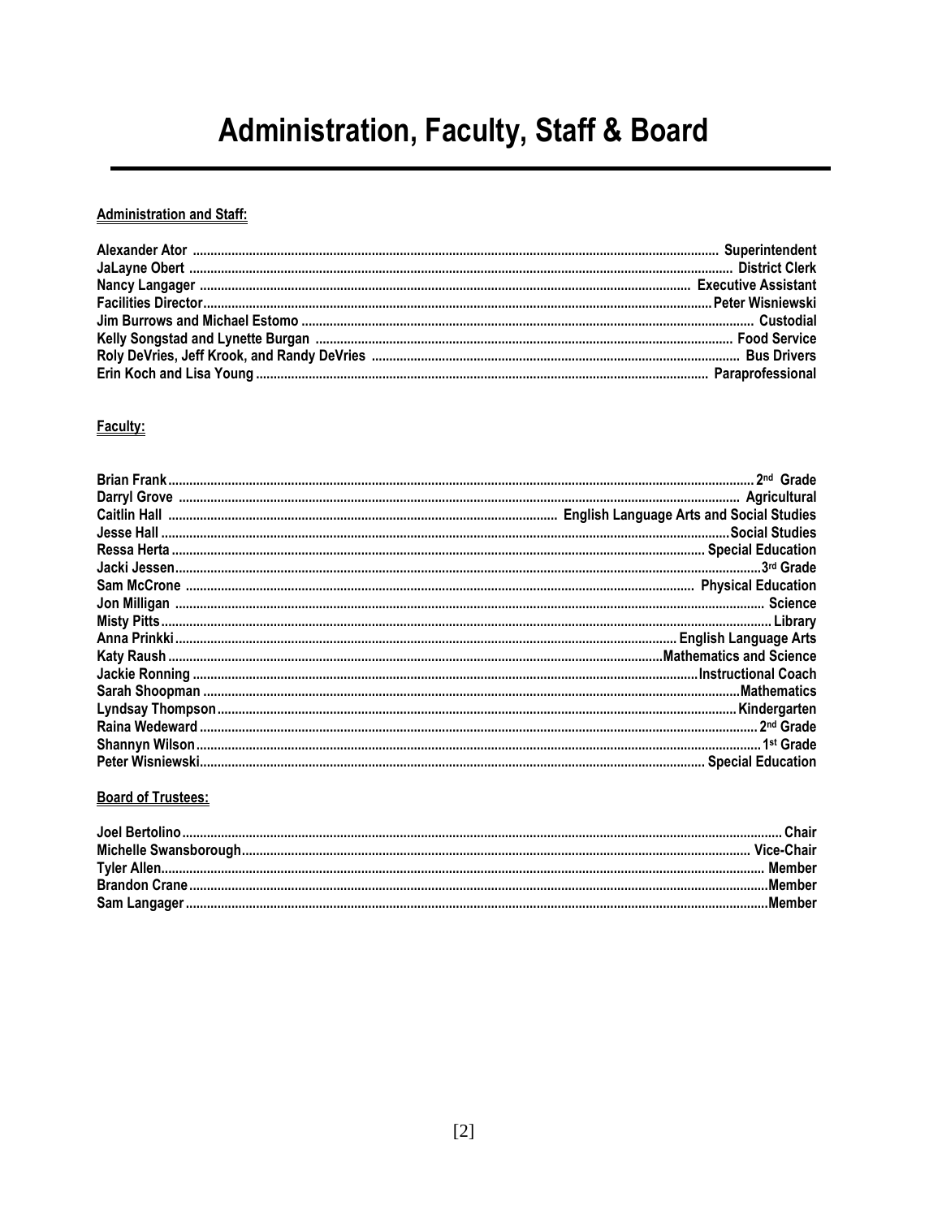# Administration, Faculty, Staff & Board

**Administration and Staff:**

**Alexander Ator** ........................................ **Superintendent**
**JaLayne Obert** ........................................ **District Clerk**
**Nancy Langager** ........................................ **Executive Assistant**
**Facilities Director** ........................................ **Peter Wisniewski**
**Jim Burrows and Michael Estomo** ........................................ **Custodial**
**Kelly Songstad and Lynette Burgan** ........................................ **Food Service**
**Roly DeVries, Jeff Krook, and Randy DeVries** ........................................ **Bus Drivers**
**Erin Koch and Lisa Young** ........................................ **Paraprofessional**

**Faculty:**

**Brian Frank** ........................................ **2nd Grade**
**Darryl Grove** ........................................ **Agricultural**
**Caitlin Hall** ........................................ **English Language Arts and Social Studies**
**Jesse Hall** ........................................ **Social Studies**
**Ressa Herta** ........................................ **Special Education**
**Jacki Jessen** ........................................ **3rd Grade**
**Sam McCrone** ........................................ **Physical Education**
**Jon Milligan** ........................................ **Science**
**Misty Pitts** ........................................ **Library**
**Anna Prinkki** ........................................ **English Language Arts**
**Katy Raush** ........................................ **Mathematics and Science**
**Jackie Ronning** ........................................ **Instructional Coach**
**Sarah Shoopman** ........................................ **Mathematics**
**Lyndsay Thompson** ........................................ **Kindergarten**
**Raina Wedeward** ........................................ **2nd Grade**
**Shannyn Wilson** ........................................ **1st Grade**
**Peter Wisniewski** ........................................ **Special Education**

**Board of Trustees:**

**Joel Bertolino** ........................................ **Chair**
**Michelle Swansborough** ........................................ **Vice-Chair**
**Tyler Allen** ........................................ **Member**
**Brandon Crane** ........................................ **Member**
**Sam Langager** ........................................ **Member**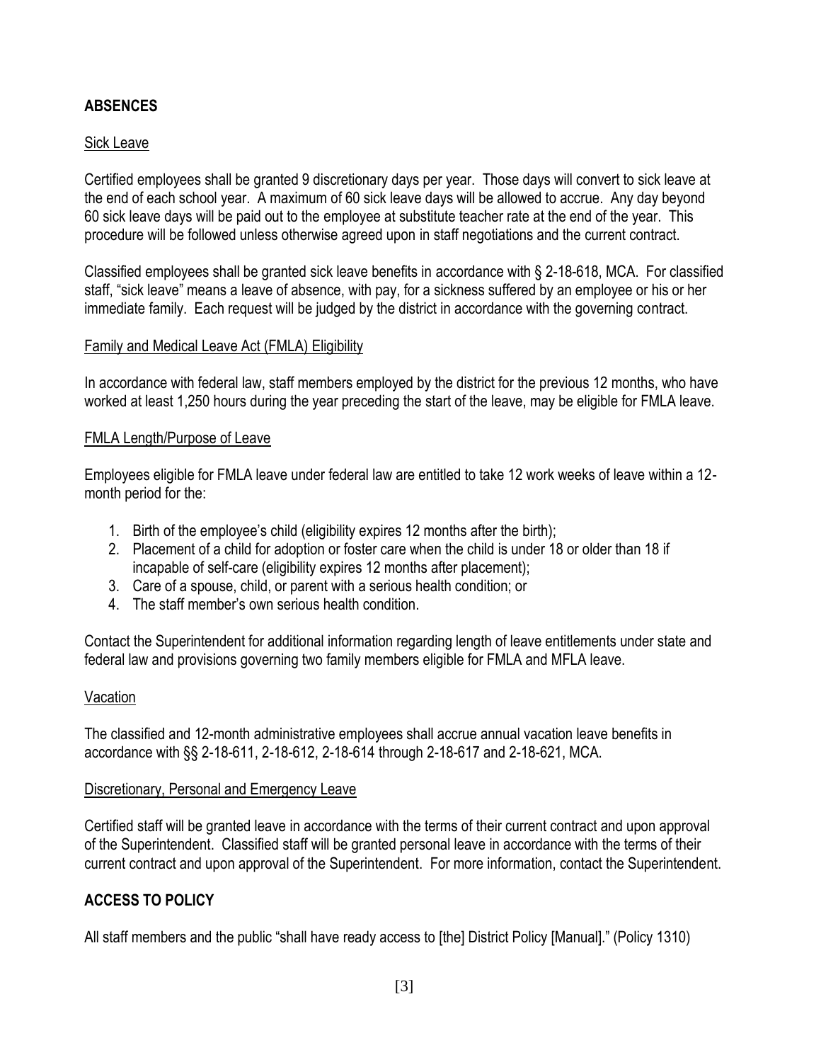## ABSENCES

### Sick Leave

Certified employees shall be granted 9 discretionary days per year. Those days will convert to sick leave at the end of each school year. A maximum of 60 sick leave days will be allowed to accrue. Any day beyond 60 sick leave days will be paid out to the employee at substitute teacher rate at the end of the year. This procedure will be followed unless otherwise agreed upon in staff negotiations and the current contract.

Classified employees shall be granted sick leave benefits in accordance with § 2-18-618, MCA. For classified staff, "sick leave" means a leave of absence, with pay, for a sickness suffered by an employee or his or her immediate family. Each request will be judged by the district in accordance with the governing contract.

### Family and Medical Leave Act (FMLA) Eligibility

In accordance with federal law, staff members employed by the district for the previous 12 months, who have worked at least 1,250 hours during the year preceding the start of the leave, may be eligible for FMLA leave.

### FMLA Length/Purpose of Leave

Employees eligible for FMLA leave under federal law are entitled to take 12 work weeks of leave within a 12-month period for the:

1. Birth of the employee's child (eligibility expires 12 months after the birth);
2. Placement of a child for adoption or foster care when the child is under 18 or older than 18 if incapable of self-care (eligibility expires 12 months after placement);
3. Care of a spouse, child, or parent with a serious health condition; or
4. The staff member's own serious health condition.

Contact the Superintendent for additional information regarding length of leave entitlements under state and federal law and provisions governing two family members eligible for FMLA and MFLA leave.

### Vacation

The classified and 12-month administrative employees shall accrue annual vacation leave benefits in accordance with §§ 2-18-611, 2-18-612, 2-18-614 through 2-18-617 and 2-18-621, MCA.

### Discretionary, Personal and Emergency Leave

Certified staff will be granted leave in accordance with the terms of their current contract and upon approval of the Superintendent. Classified staff will be granted personal leave in accordance with the terms of their current contract and upon approval of the Superintendent. For more information, contact the Superintendent.

## ACCESS TO POLICY

All staff members and the public "shall have ready access to [the] District Policy [Manual]." (Policy 1310)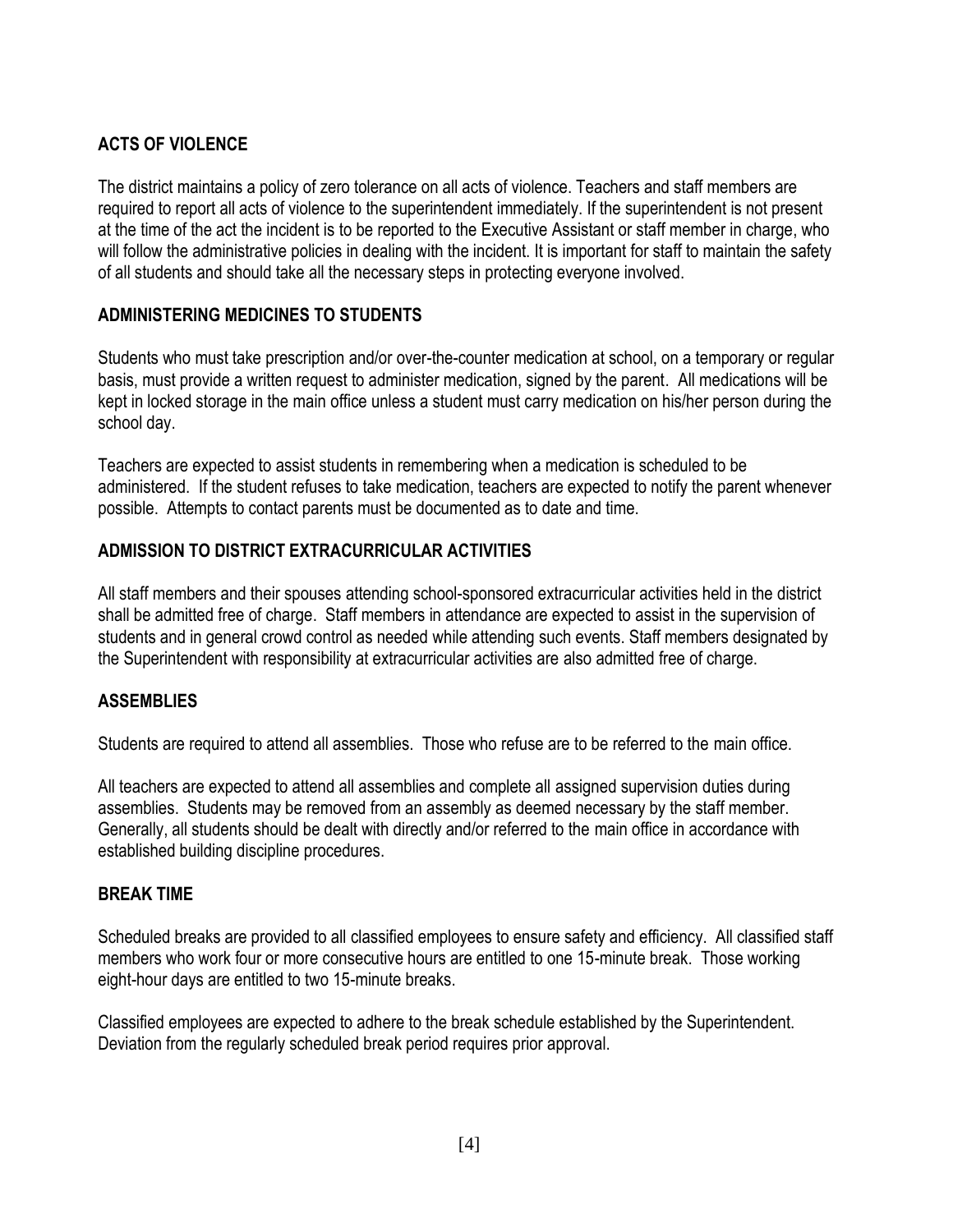## ACTS OF VIOLENCE

The district maintains a policy of zero tolerance on all acts of violence. Teachers and staff members are required to report all acts of violence to the superintendent immediately. If the superintendent is not present at the time of the act the incident is to be reported to the Executive Assistant or staff member in charge, who will follow the administrative policies in dealing with the incident. It is important for staff to maintain the safety of all students and should take all the necessary steps in protecting everyone involved.

## ADMINISTERING MEDICINES TO STUDENTS

Students who must take prescription and/or over-the-counter medication at school, on a temporary or regular basis, must provide a written request to administer medication, signed by the parent. All medications will be kept in locked storage in the main office unless a student must carry medication on his/her person during the school day.

Teachers are expected to assist students in remembering when a medication is scheduled to be administered. If the student refuses to take medication, teachers are expected to notify the parent whenever possible. Attempts to contact parents must be documented as to date and time.

## ADMISSION TO DISTRICT EXTRACURRICULAR ACTIVITIES

All staff members and their spouses attending school-sponsored extracurricular activities held in the district shall be admitted free of charge. Staff members in attendance are expected to assist in the supervision of students and in general crowd control as needed while attending such events. Staff members designated by the Superintendent with responsibility at extracurricular activities are also admitted free of charge.

## ASSEMBLIES

Students are required to attend all assemblies. Those who refuse are to be referred to the main office.

All teachers are expected to attend all assemblies and complete all assigned supervision duties during assemblies. Students may be removed from an assembly as deemed necessary by the staff member. Generally, all students should be dealt with directly and/or referred to the main office in accordance with established building discipline procedures.

## BREAK TIME

Scheduled breaks are provided to all classified employees to ensure safety and efficiency. All classified staff members who work four or more consecutive hours are entitled to one 15-minute break. Those working eight-hour days are entitled to two 15-minute breaks.

Classified employees are expected to adhere to the break schedule established by the Superintendent. Deviation from the regularly scheduled break period requires prior approval.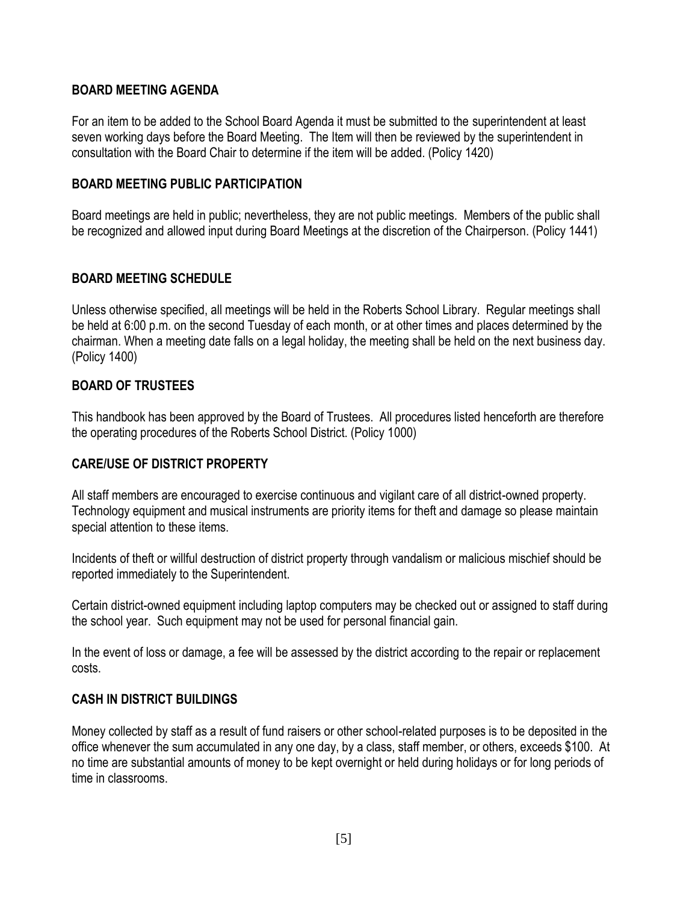## BOARD MEETING AGENDA

For an item to be added to the School Board Agenda it must be submitted to the superintendent at least seven working days before the Board Meeting. The Item will then be reviewed by the superintendent in consultation with the Board Chair to determine if the item will be added. (Policy 1420)

## BOARD MEETING PUBLIC PARTICIPATION

Board meetings are held in public; nevertheless, they are not public meetings. Members of the public shall be recognized and allowed input during Board Meetings at the discretion of the Chairperson. (Policy 1441)

## BOARD MEETING SCHEDULE

Unless otherwise specified, all meetings will be held in the Roberts School Library. Regular meetings shall be held at 6:00 p.m. on the second Tuesday of each month, or at other times and places determined by the chairman. When a meeting date falls on a legal holiday, the meeting shall be held on the next business day. (Policy 1400)

## BOARD OF TRUSTEES

This handbook has been approved by the Board of Trustees. All procedures listed henceforth are therefore the operating procedures of the Roberts School District. (Policy 1000)

## CARE/USE OF DISTRICT PROPERTY

All staff members are encouraged to exercise continuous and vigilant care of all district-owned property. Technology equipment and musical instruments are priority items for theft and damage so please maintain special attention to these items.

Incidents of theft or willful destruction of district property through vandalism or malicious mischief should be reported immediately to the Superintendent.

Certain district-owned equipment including laptop computers may be checked out or assigned to staff during the school year. Such equipment may not be used for personal financial gain.

In the event of loss or damage, a fee will be assessed by the district according to the repair or replacement costs.

## CASH IN DISTRICT BUILDINGS

Money collected by staff as a result of fund raisers or other school-related purposes is to be deposited in the office whenever the sum accumulated in any one day, by a class, staff member, or others, exceeds $100. At no time are substantial amounts of money to be kept overnight or held during holidays or for long periods of time in classrooms.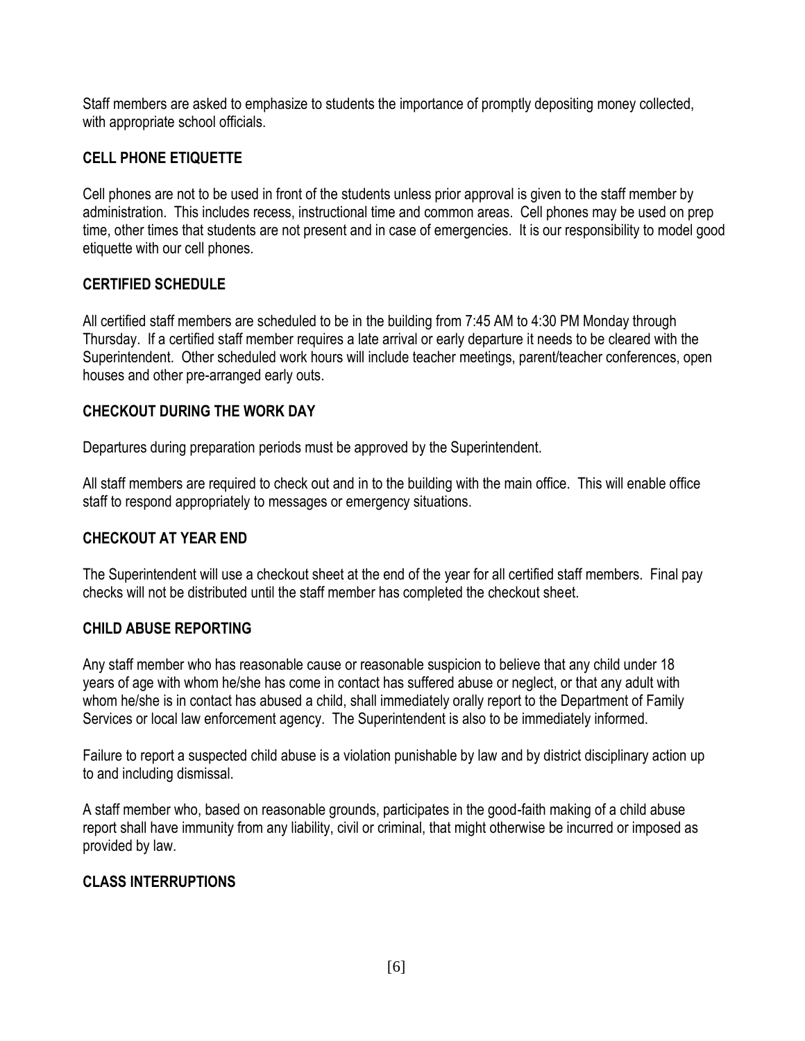Staff members are asked to emphasize to students the importance of promptly depositing money collected, with appropriate school officials.

## CELL PHONE ETIQUETTE

Cell phones are not to be used in front of the students unless prior approval is given to the staff member by administration. This includes recess, instructional time and common areas. Cell phones may be used on prep time, other times that students are not present and in case of emergencies. It is our responsibility to model good etiquette with our cell phones.

## CERTIFIED SCHEDULE

All certified staff members are scheduled to be in the building from 7:45 AM to 4:30 PM Monday through Thursday. If a certified staff member requires a late arrival or early departure it needs to be cleared with the Superintendent. Other scheduled work hours will include teacher meetings, parent/teacher conferences, open houses and other pre-arranged early outs.

## CHECKOUT DURING THE WORK DAY

Departures during preparation periods must be approved by the Superintendent.

All staff members are required to check out and in to the building with the main office. This will enable office staff to respond appropriately to messages or emergency situations.

## CHECKOUT AT YEAR END

The Superintendent will use a checkout sheet at the end of the year for all certified staff members. Final pay checks will not be distributed until the staff member has completed the checkout sheet.

## CHILD ABUSE REPORTING

Any staff member who has reasonable cause or reasonable suspicion to believe that any child under 18 years of age with whom he/she has come in contact has suffered abuse or neglect, or that any adult with whom he/she is in contact has abused a child, shall immediately orally report to the Department of Family Services or local law enforcement agency. The Superintendent is also to be immediately informed.

Failure to report a suspected child abuse is a violation punishable by law and by district disciplinary action up to and including dismissal.

A staff member who, based on reasonable grounds, participates in the good-faith making of a child abuse report shall have immunity from any liability, civil or criminal, that might otherwise be incurred or imposed as provided by law.

## CLASS INTERRUPTIONS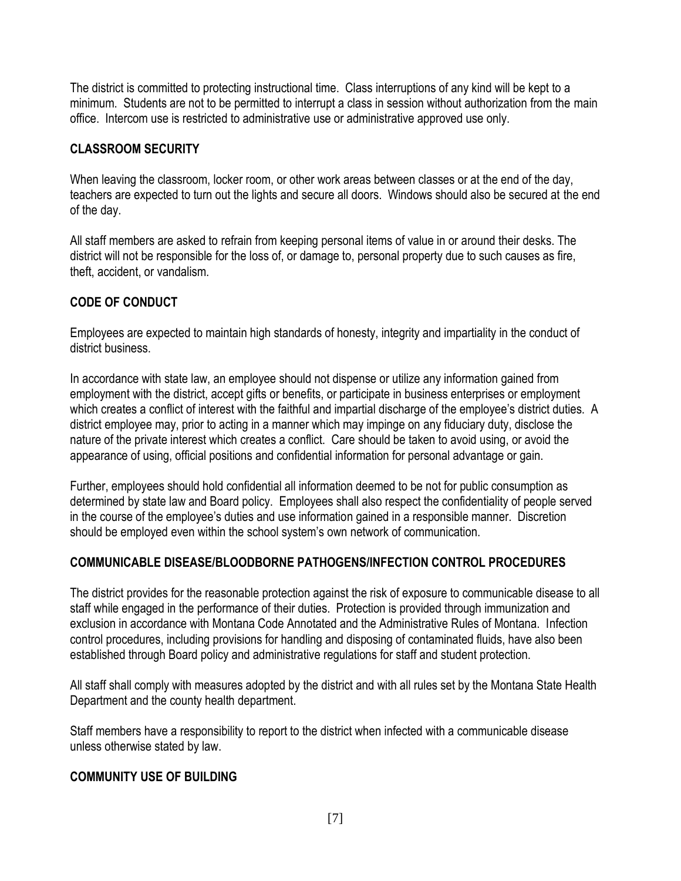The district is committed to protecting instructional time. Class interruptions of any kind will be kept to a minimum. Students are not to be permitted to interrupt a class in session without authorization from the main office. Intercom use is restricted to administrative use or administrative approved use only.

## CLASSROOM SECURITY

When leaving the classroom, locker room, or other work areas between classes or at the end of the day, teachers are expected to turn out the lights and secure all doors. Windows should also be secured at the end of the day.

All staff members are asked to refrain from keeping personal items of value in or around their desks. The district will not be responsible for the loss of, or damage to, personal property due to such causes as fire, theft, accident, or vandalism.

## CODE OF CONDUCT

Employees are expected to maintain high standards of honesty, integrity and impartiality in the conduct of district business.

In accordance with state law, an employee should not dispense or utilize any information gained from employment with the district, accept gifts or benefits, or participate in business enterprises or employment which creates a conflict of interest with the faithful and impartial discharge of the employee's district duties. A district employee may, prior to acting in a manner which may impinge on any fiduciary duty, disclose the nature of the private interest which creates a conflict. Care should be taken to avoid using, or avoid the appearance of using, official positions and confidential information for personal advantage or gain.

Further, employees should hold confidential all information deemed to be not for public consumption as determined by state law and Board policy. Employees shall also respect the confidentiality of people served in the course of the employee's duties and use information gained in a responsible manner. Discretion should be employed even within the school system's own network of communication.

## COMMUNICABLE DISEASE/BLOODBORNE PATHOGENS/INFECTION CONTROL PROCEDURES

The district provides for the reasonable protection against the risk of exposure to communicable disease to all staff while engaged in the performance of their duties. Protection is provided through immunization and exclusion in accordance with Montana Code Annotated and the Administrative Rules of Montana. Infection control procedures, including provisions for handling and disposing of contaminated fluids, have also been established through Board policy and administrative regulations for staff and student protection.

All staff shall comply with measures adopted by the district and with all rules set by the Montana State Health Department and the county health department.

Staff members have a responsibility to report to the district when infected with a communicable disease unless otherwise stated by law.

## COMMUNITY USE OF BUILDING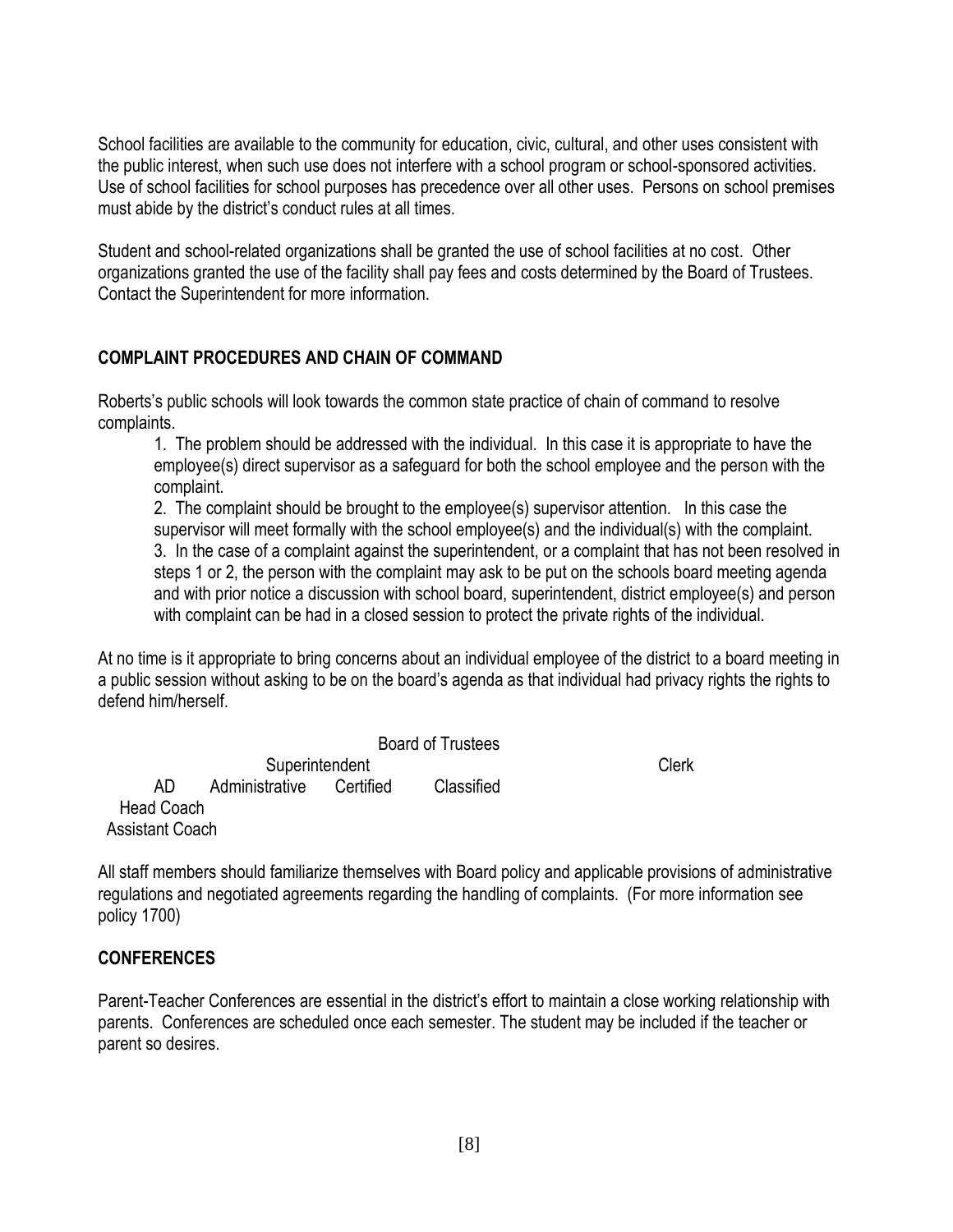School facilities are available to the community for education, civic, cultural, and other uses consistent with the public interest, when such use does not interfere with a school program or school-sponsored activities. Use of school facilities for school purposes has precedence over all other uses. Persons on school premises must abide by the district's conduct rules at all times.

Student and school-related organizations shall be granted the use of school facilities at no cost. Other organizations granted the use of the facility shall pay fees and costs determined by the Board of Trustees. Contact the Superintendent for more information.

## COMPLAINT PROCEDURES AND CHAIN OF COMMAND

Roberts's public schools will look towards the common state practice of chain of command to resolve complaints.

1. The problem should be addressed with the individual. In this case it is appropriate to have the employee(s) direct supervisor as a safeguard for both the school employee and the person with the complaint.
2. The complaint should be brought to the employee(s) supervisor attention. In this case the supervisor will meet formally with the school employee(s) and the individual(s) with the complaint.
3. In the case of a complaint against the superintendent, or a complaint that has not been resolved in steps 1 or 2, the person with the complaint may ask to be put on the schools board meeting agenda and with prior notice a discussion with school board, superintendent, district employee(s) and person with complaint can be had in a closed session to protect the private rights of the individual.

At no time is it appropriate to bring concerns about an individual employee of the district to a board meeting in a public session without asking to be on the board's agenda as that individual had privacy rights the rights to defend him/herself.

Board of Trustees

Superintendent &nbsp;&nbsp;&nbsp;&nbsp;&nbsp;&nbsp;&nbsp;&nbsp; Clerk

AD &nbsp;&nbsp;&nbsp; Administrative &nbsp;&nbsp;&nbsp; Certified &nbsp;&nbsp;&nbsp; Classified

Head Coach

Assistant Coach

All staff members should familiarize themselves with Board policy and applicable provisions of administrative regulations and negotiated agreements regarding the handling of complaints. (For more information see policy 1700)

## CONFERENCES

Parent-Teacher Conferences are essential in the district's effort to maintain a close working relationship with parents. Conferences are scheduled once each semester. The student may be included if the teacher or parent so desires.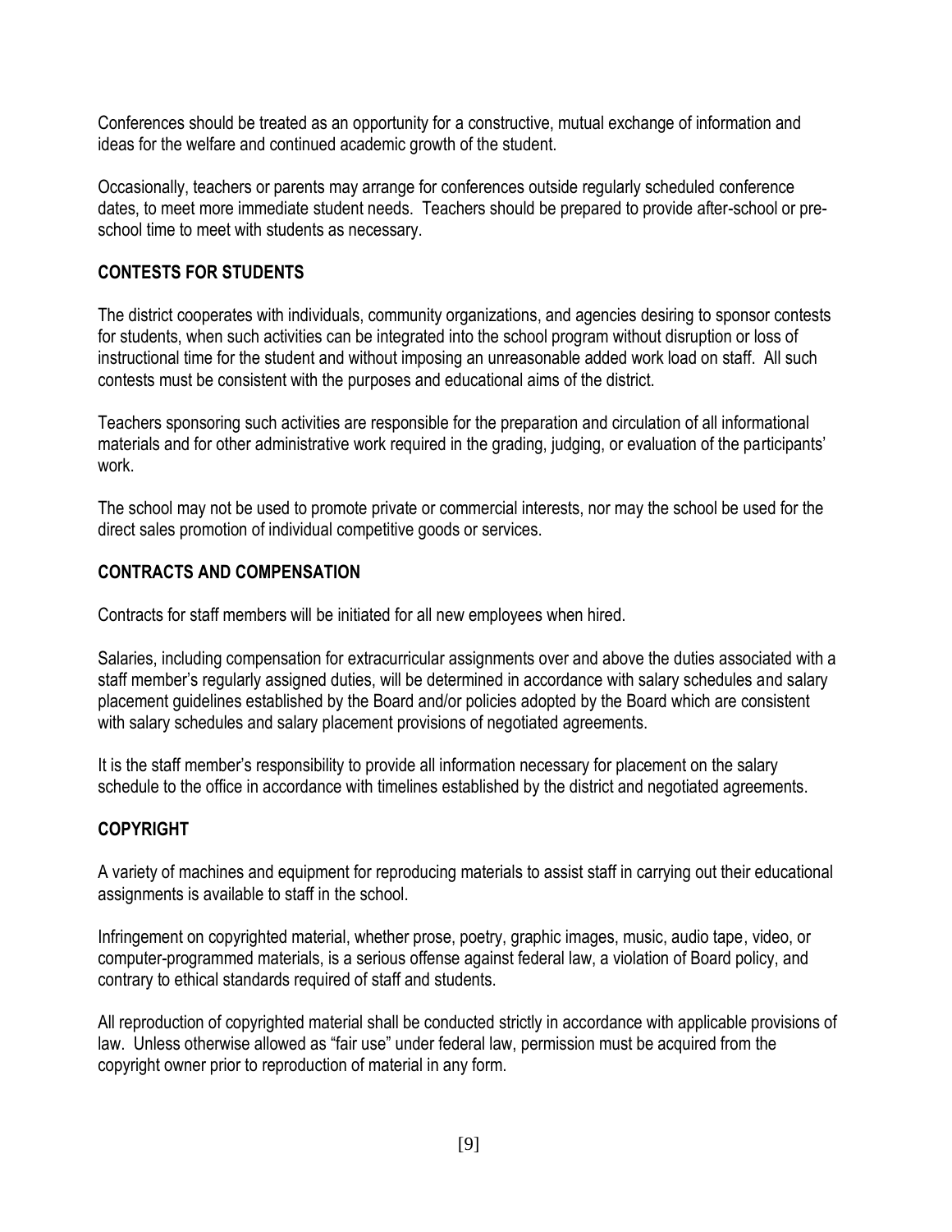Conferences should be treated as an opportunity for a constructive, mutual exchange of information and ideas for the welfare and continued academic growth of the student.

Occasionally, teachers or parents may arrange for conferences outside regularly scheduled conference dates, to meet more immediate student needs. Teachers should be prepared to provide after-school or pre-school time to meet with students as necessary.

## CONTESTS FOR STUDENTS

The district cooperates with individuals, community organizations, and agencies desiring to sponsor contests for students, when such activities can be integrated into the school program without disruption or loss of instructional time for the student and without imposing an unreasonable added work load on staff. All such contests must be consistent with the purposes and educational aims of the district.

Teachers sponsoring such activities are responsible for the preparation and circulation of all informational materials and for other administrative work required in the grading, judging, or evaluation of the participants' work.

The school may not be used to promote private or commercial interests, nor may the school be used for the direct sales promotion of individual competitive goods or services.

## CONTRACTS AND COMPENSATION

Contracts for staff members will be initiated for all new employees when hired.

Salaries, including compensation for extracurricular assignments over and above the duties associated with a staff member's regularly assigned duties, will be determined in accordance with salary schedules and salary placement guidelines established by the Board and/or policies adopted by the Board which are consistent with salary schedules and salary placement provisions of negotiated agreements.

It is the staff member's responsibility to provide all information necessary for placement on the salary schedule to the office in accordance with timelines established by the district and negotiated agreements.

## COPYRIGHT

A variety of machines and equipment for reproducing materials to assist staff in carrying out their educational assignments is available to staff in the school.

Infringement on copyrighted material, whether prose, poetry, graphic images, music, audio tape, video, or computer-programmed materials, is a serious offense against federal law, a violation of Board policy, and contrary to ethical standards required of staff and students.

All reproduction of copyrighted material shall be conducted strictly in accordance with applicable provisions of law. Unless otherwise allowed as "fair use" under federal law, permission must be acquired from the copyright owner prior to reproduction of material in any form.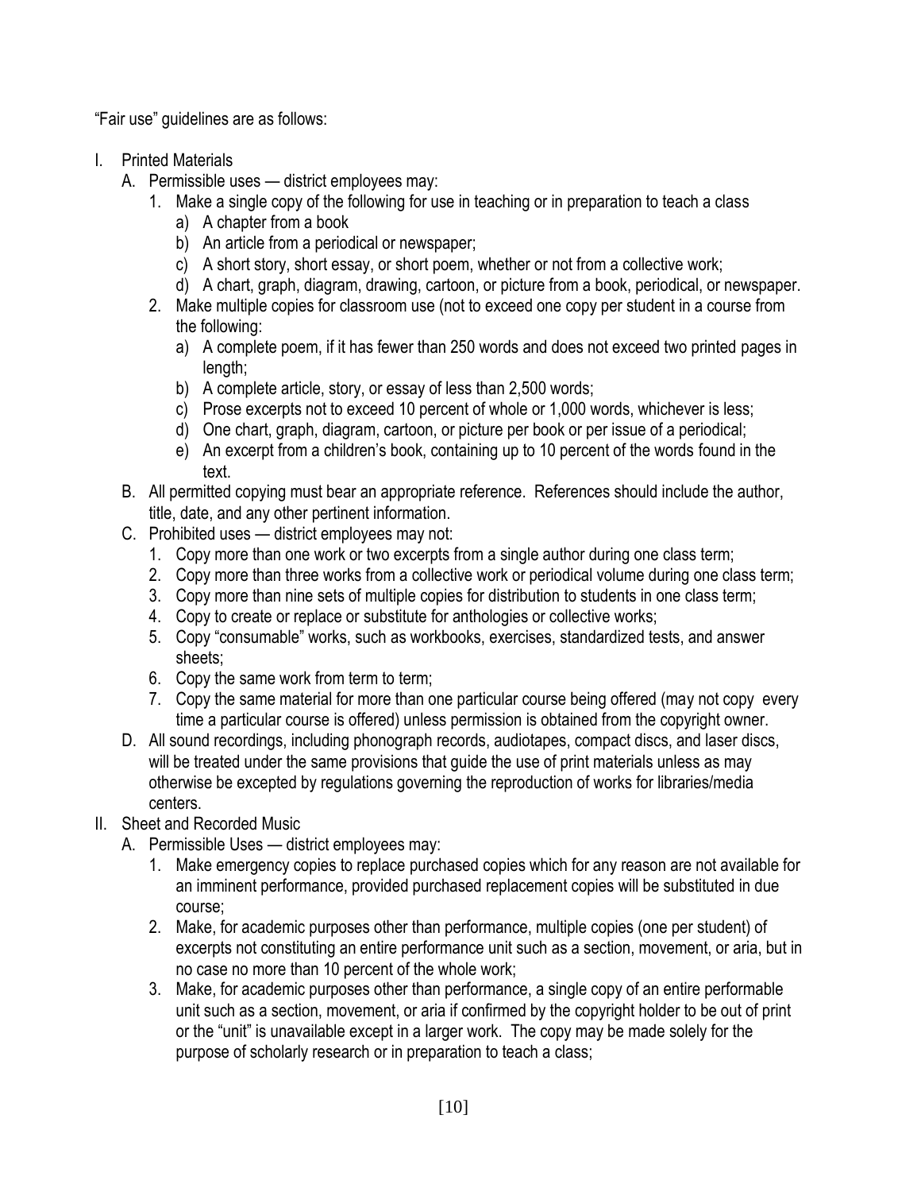"Fair use" guidelines are as follows:

I. Printed Materials
   A. Permissible uses — district employees may:
      1. Make a single copy of the following for use in teaching or in preparation to teach a class
         a) A chapter from a book
         b) An article from a periodical or newspaper;
         c) A short story, short essay, or short poem, whether or not from a collective work;
         d) A chart, graph, diagram, drawing, cartoon, or picture from a book, periodical, or newspaper.
      2. Make multiple copies for classroom use (not to exceed one copy per student in a course from the following:
         a) A complete poem, if it has fewer than 250 words and does not exceed two printed pages in length;
         b) A complete article, story, or essay of less than 2,500 words;
         c) Prose excerpts not to exceed 10 percent of whole or 1,000 words, whichever is less;
         d) One chart, graph, diagram, cartoon, or picture per book or per issue of a periodical;
         e) An excerpt from a children's book, containing up to 10 percent of the words found in the text.
   B. All permitted copying must bear an appropriate reference. References should include the author, title, date, and any other pertinent information.
   C. Prohibited uses — district employees may not:
      1. Copy more than one work or two excerpts from a single author during one class term;
      2. Copy more than three works from a collective work or periodical volume during one class term;
      3. Copy more than nine sets of multiple copies for distribution to students in one class term;
      4. Copy to create or replace or substitute for anthologies or collective works;
      5. Copy "consumable" works, such as workbooks, exercises, standardized tests, and answer sheets;
      6. Copy the same work from term to term;
      7. Copy the same material for more than one particular course being offered (may not copy every time a particular course is offered) unless permission is obtained from the copyright owner.
   D. All sound recordings, including phonograph records, audiotapes, compact discs, and laser discs, will be treated under the same provisions that guide the use of print materials unless as may otherwise be excepted by regulations governing the reproduction of works for libraries/media centers.
II. Sheet and Recorded Music
   A. Permissible Uses — district employees may:
      1. Make emergency copies to replace purchased copies which for any reason are not available for an imminent performance, provided purchased replacement copies will be substituted in due course;
      2. Make, for academic purposes other than performance, multiple copies (one per student) of excerpts not constituting an entire performance unit such as a section, movement, or aria, but in no case no more than 10 percent of the whole work;
      3. Make, for academic purposes other than performance, a single copy of an entire performable unit such as a section, movement, or aria if confirmed by the copyright holder to be out of print or the "unit" is unavailable except in a larger work. The copy may be made solely for the purpose of scholarly research or in preparation to teach a class;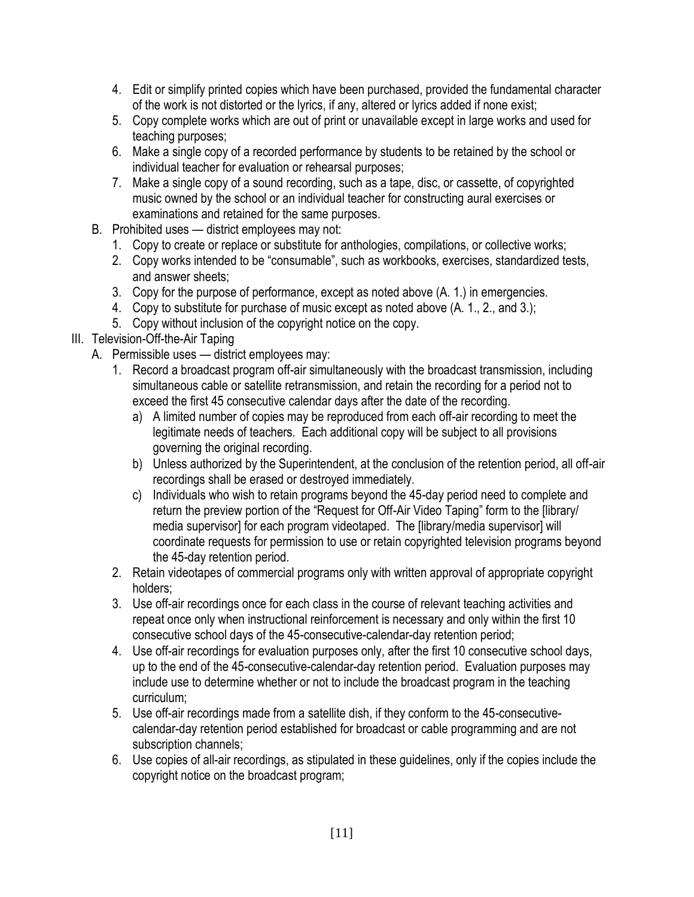4. Edit or simplify printed copies which have been purchased, provided the fundamental character of the work is not distorted or the lyrics, if any, altered or lyrics added if none exist;
5. Copy complete works which are out of print or unavailable except in large works and used for teaching purposes;
6. Make a single copy of a recorded performance by students to be retained by the school or individual teacher for evaluation or rehearsal purposes;
7. Make a single copy of a sound recording, such as a tape, disc, or cassette, of copyrighted music owned by the school or an individual teacher for constructing aural exercises or examinations and retained for the same purposes.

B. Prohibited uses — district employees may not:
   1. Copy to create or replace or substitute for anthologies, compilations, or collective works;
   2. Copy works intended to be "consumable", such as workbooks, exercises, standardized tests, and answer sheets;
   3. Copy for the purpose of performance, except as noted above (A. 1.) in emergencies.
   4. Copy to substitute for purchase of music except as noted above (A. 1., 2., and 3.);
   5. Copy without inclusion of the copyright notice on the copy.

III. Television-Off-the-Air Taping
   A. Permissible uses — district employees may:
      1. Record a broadcast program off-air simultaneously with the broadcast transmission, including simultaneous cable or satellite retransmission, and retain the recording for a period not to exceed the first 45 consecutive calendar days after the date of the recording.
         a) A limited number of copies may be reproduced from each off-air recording to meet the legitimate needs of teachers. Each additional copy will be subject to all provisions governing the original recording.
         b) Unless authorized by the Superintendent, at the conclusion of the retention period, all off-air recordings shall be erased or destroyed immediately.
         c) Individuals who wish to retain programs beyond the 45-day period need to complete and return the preview portion of the "Request for Off-Air Video Taping" form to the [library/media supervisor] for each program videotaped. The [library/media supervisor] will coordinate requests for permission to use or retain copyrighted television programs beyond the 45-day retention period.
      2. Retain videotapes of commercial programs only with written approval of appropriate copyright holders;
      3. Use off-air recordings once for each class in the course of relevant teaching activities and repeat once only when instructional reinforcement is necessary and only within the first 10 consecutive school days of the 45-consecutive-calendar-day retention period;
      4. Use off-air recordings for evaluation purposes only, after the first 10 consecutive school days, up to the end of the 45-consecutive-calendar-day retention period. Evaluation purposes may include use to determine whether or not to include the broadcast program in the teaching curriculum;
      5. Use off-air recordings made from a satellite dish, if they conform to the 45-consecutive-calendar-day retention period established for broadcast or cable programming and are not subscription channels;
      6. Use copies of all-air recordings, as stipulated in these guidelines, only if the copies include the copyright notice on the broadcast program;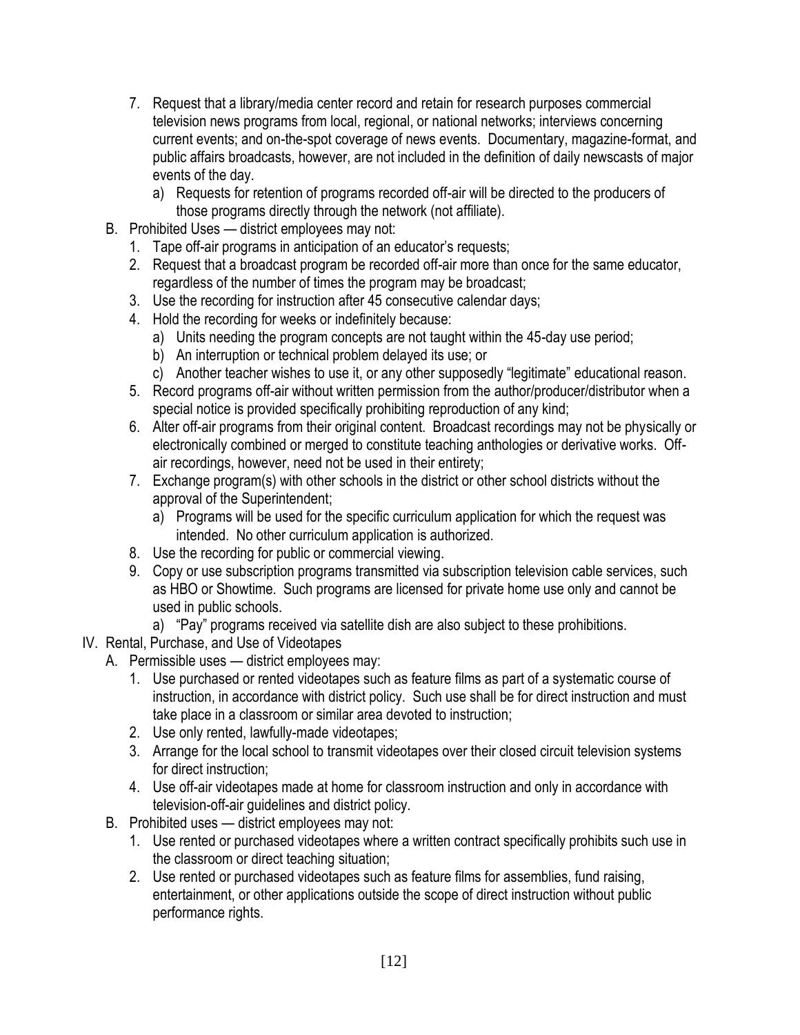7. Request that a library/media center record and retain for research purposes commercial television news programs from local, regional, or national networks; interviews concerning current events; and on-the-spot coverage of news events. Documentary, magazine-format, and public affairs broadcasts, however, are not included in the definition of daily newscasts of major events of the day.
    a) Requests for retention of programs recorded off-air will be directed to the producers of those programs directly through the network (not affiliate).

B. Prohibited Uses — district employees may not:
1. Tape off-air programs in anticipation of an educator's requests;
2. Request that a broadcast program be recorded off-air more than once for the same educator, regardless of the number of times the program may be broadcast;
3. Use the recording for instruction after 45 consecutive calendar days;
4. Hold the recording for weeks or indefinitely because:
    a) Units needing the program concepts are not taught within the 45-day use period;
    b) An interruption or technical problem delayed its use; or
    c) Another teacher wishes to use it, or any other supposedly "legitimate" educational reason.
5. Record programs off-air without written permission from the author/producer/distributor when a special notice is provided specifically prohibiting reproduction of any kind;
6. Alter off-air programs from their original content. Broadcast recordings may not be physically or electronically combined or merged to constitute teaching anthologies or derivative works. Off-air recordings, however, need not be used in their entirety;
7. Exchange program(s) with other schools in the district or other school districts without the approval of the Superintendent;
    a) Programs will be used for the specific curriculum application for which the request was intended. No other curriculum application is authorized.
8. Use the recording for public or commercial viewing.
9. Copy or use subscription programs transmitted via subscription television cable services, such as HBO or Showtime. Such programs are licensed for private home use only and cannot be used in public schools.
    a) "Pay" programs received via satellite dish are also subject to these prohibitions.

IV. Rental, Purchase, and Use of Videotapes

A. Permissible uses — district employees may:
1. Use purchased or rented videotapes such as feature films as part of a systematic course of instruction, in accordance with district policy. Such use shall be for direct instruction and must take place in a classroom or similar area devoted to instruction;
2. Use only rented, lawfully-made videotapes;
3. Arrange for the local school to transmit videotapes over their closed circuit television systems for direct instruction;
4. Use off-air videotapes made at home for classroom instruction and only in accordance with television-off-air guidelines and district policy.

B. Prohibited uses — district employees may not:
1. Use rented or purchased videotapes where a written contract specifically prohibits such use in the classroom or direct teaching situation;
2. Use rented or purchased videotapes such as feature films for assemblies, fund raising, entertainment, or other applications outside the scope of direct instruction without public performance rights.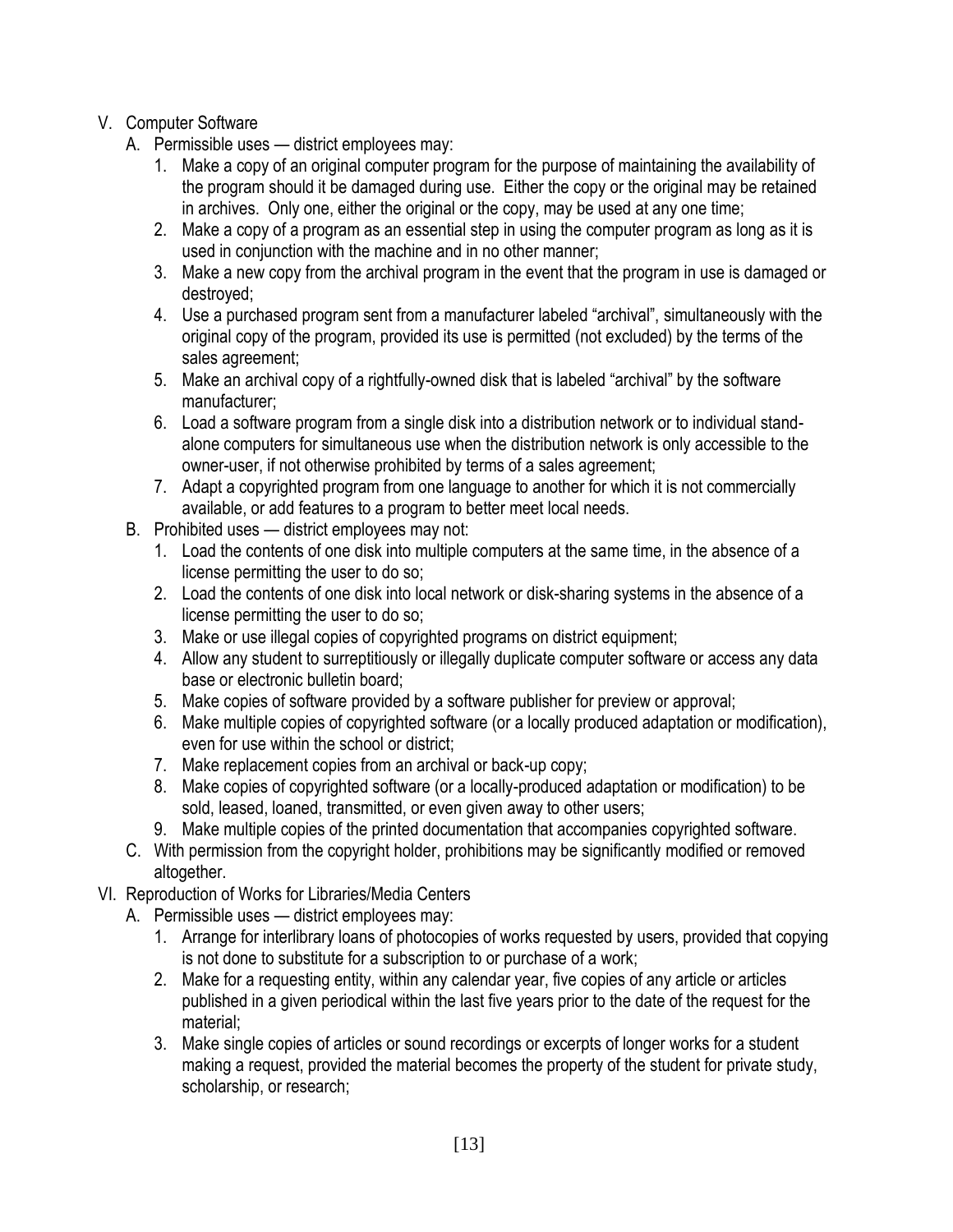V. Computer Software
   A. Permissible uses — district employees may:
      1. Make a copy of an original computer program for the purpose of maintaining the availability of the program should it be damaged during use. Either the copy or the original may be retained in archives. Only one, either the original or the copy, may be used at any one time;
      2. Make a copy of a program as an essential step in using the computer program as long as it is used in conjunction with the machine and in no other manner;
      3. Make a new copy from the archival program in the event that the program in use is damaged or destroyed;
      4. Use a purchased program sent from a manufacturer labeled "archival", simultaneously with the original copy of the program, provided its use is permitted (not excluded) by the terms of the sales agreement;
      5. Make an archival copy of a rightfully-owned disk that is labeled "archival" by the software manufacturer;
      6. Load a software program from a single disk into a distribution network or to individual stand-alone computers for simultaneous use when the distribution network is only accessible to the owner-user, if not otherwise prohibited by terms of a sales agreement;
      7. Adapt a copyrighted program from one language to another for which it is not commercially available, or add features to a program to better meet local needs.
   B. Prohibited uses — district employees may not:
      1. Load the contents of one disk into multiple computers at the same time, in the absence of a license permitting the user to do so;
      2. Load the contents of one disk into local network or disk-sharing systems in the absence of a license permitting the user to do so;
      3. Make or use illegal copies of copyrighted programs on district equipment;
      4. Allow any student to surreptitiously or illegally duplicate computer software or access any data base or electronic bulletin board;
      5. Make copies of software provided by a software publisher for preview or approval;
      6. Make multiple copies of copyrighted software (or a locally produced adaptation or modification), even for use within the school or district;
      7. Make replacement copies from an archival or back-up copy;
      8. Make copies of copyrighted software (or a locally-produced adaptation or modification) to be sold, leased, loaned, transmitted, or even given away to other users;
      9. Make multiple copies of the printed documentation that accompanies copyrighted software.
   C. With permission from the copyright holder, prohibitions may be significantly modified or removed altogether.

VI. Reproduction of Works for Libraries/Media Centers
   A. Permissible uses — district employees may:
      1. Arrange for interlibrary loans of photocopies of works requested by users, provided that copying is not done to substitute for a subscription to or purchase of a work;
      2. Make for a requesting entity, within any calendar year, five copies of any article or articles published in a given periodical within the last five years prior to the date of the request for the material;
      3. Make single copies of articles or sound recordings or excerpts of longer works for a student making a request, provided the material becomes the property of the student for private study, scholarship, or research;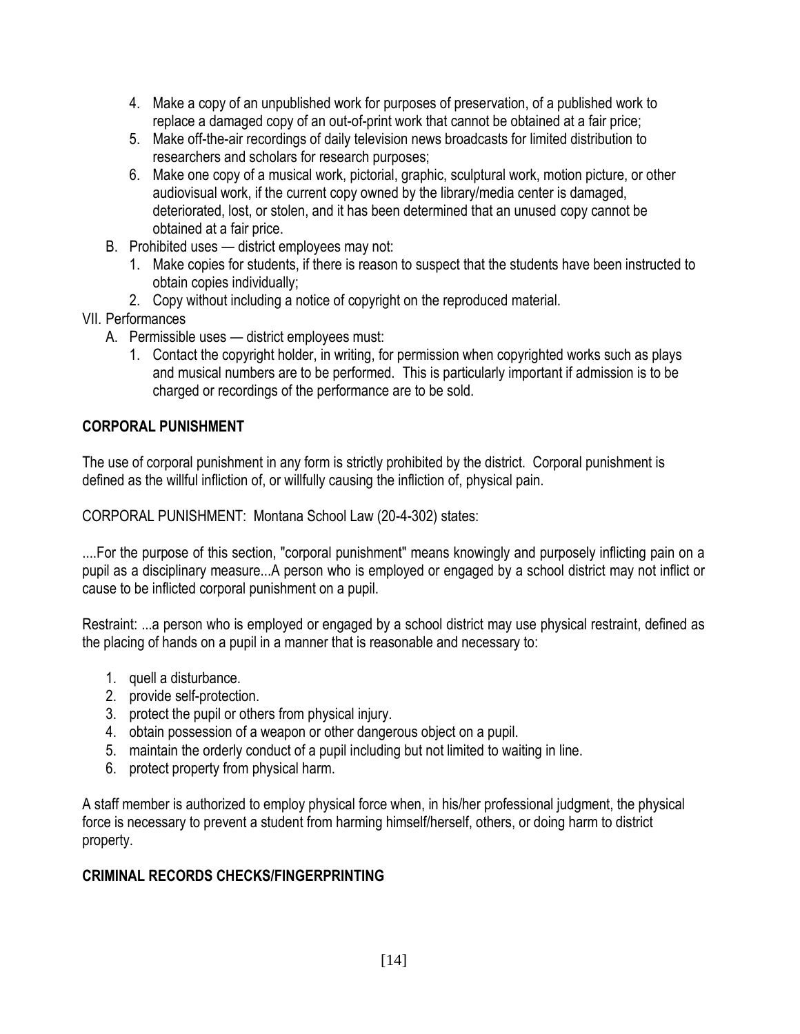4. Make a copy of an unpublished work for purposes of preservation, of a published work to replace a damaged copy of an out-of-print work that cannot be obtained at a fair price;
5. Make off-the-air recordings of daily television news broadcasts for limited distribution to researchers and scholars for research purposes;
6. Make one copy of a musical work, pictorial, graphic, sculptural work, motion picture, or other audiovisual work, if the current copy owned by the library/media center is damaged, deteriorated, lost, or stolen, and it has been determined that an unused copy cannot be obtained at a fair price.

B. Prohibited uses — district employees may not:
   1. Make copies for students, if there is reason to suspect that the students have been instructed to obtain copies individually;
   2. Copy without including a notice of copyright on the reproduced material.

VII. Performances
   A. Permissible uses — district employees must:
      1. Contact the copyright holder, in writing, for permission when copyrighted works such as plays and musical numbers are to be performed. This is particularly important if admission is to be charged or recordings of the performance are to be sold.

## CORPORAL PUNISHMENT

The use of corporal punishment in any form is strictly prohibited by the district. Corporal punishment is defined as the willful infliction of, or willfully causing the infliction of, physical pain.

CORPORAL PUNISHMENT: Montana School Law (20-4-302) states:

....For the purpose of this section, "corporal punishment" means knowingly and purposely inflicting pain on a pupil as a disciplinary measure...A person who is employed or engaged by a school district may not inflict or cause to be inflicted corporal punishment on a pupil.

Restraint: ...a person who is employed or engaged by a school district may use physical restraint, defined as the placing of hands on a pupil in a manner that is reasonable and necessary to:

1. quell a disturbance.
2. provide self-protection.
3. protect the pupil or others from physical injury.
4. obtain possession of a weapon or other dangerous object on a pupil.
5. maintain the orderly conduct of a pupil including but not limited to waiting in line.
6. protect property from physical harm.

A staff member is authorized to employ physical force when, in his/her professional judgment, the physical force is necessary to prevent a student from harming himself/herself, others, or doing harm to district property.

## CRIMINAL RECORDS CHECKS/FINGERPRINTING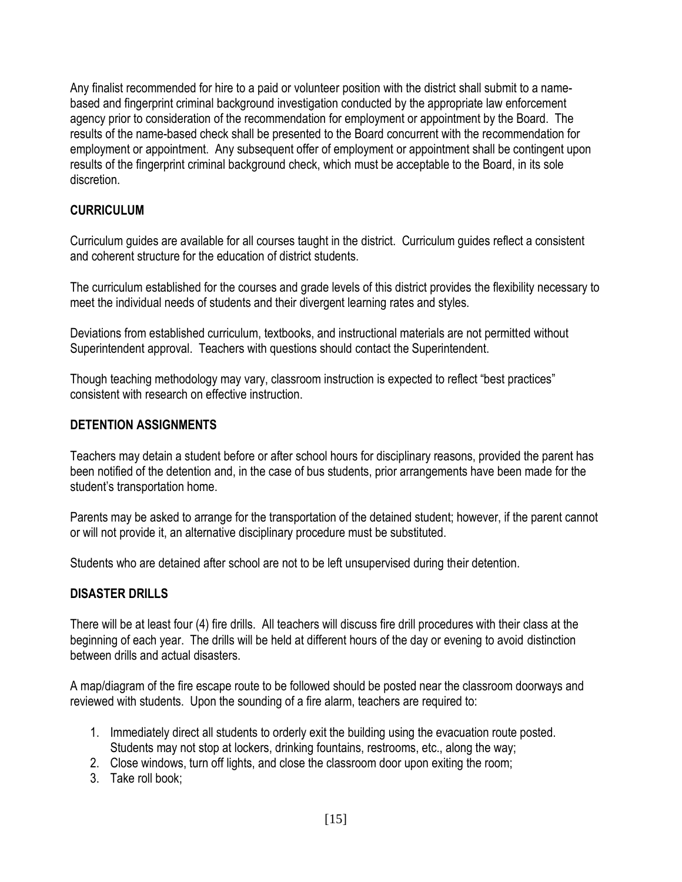Any finalist recommended for hire to a paid or volunteer position with the district shall submit to a name-based and fingerprint criminal background investigation conducted by the appropriate law enforcement agency prior to consideration of the recommendation for employment or appointment by the Board. The results of the name-based check shall be presented to the Board concurrent with the recommendation for employment or appointment. Any subsequent offer of employment or appointment shall be contingent upon results of the fingerprint criminal background check, which must be acceptable to the Board, in its sole discretion.

## CURRICULUM

Curriculum guides are available for all courses taught in the district. Curriculum guides reflect a consistent and coherent structure for the education of district students.

The curriculum established for the courses and grade levels of this district provides the flexibility necessary to meet the individual needs of students and their divergent learning rates and styles.

Deviations from established curriculum, textbooks, and instructional materials are not permitted without Superintendent approval. Teachers with questions should contact the Superintendent.

Though teaching methodology may vary, classroom instruction is expected to reflect "best practices" consistent with research on effective instruction.

## DETENTION ASSIGNMENTS

Teachers may detain a student before or after school hours for disciplinary reasons, provided the parent has been notified of the detention and, in the case of bus students, prior arrangements have been made for the student's transportation home.

Parents may be asked to arrange for the transportation of the detained student; however, if the parent cannot or will not provide it, an alternative disciplinary procedure must be substituted.

Students who are detained after school are not to be left unsupervised during their detention.

## DISASTER DRILLS

There will be at least four (4) fire drills. All teachers will discuss fire drill procedures with their class at the beginning of each year. The drills will be held at different hours of the day or evening to avoid distinction between drills and actual disasters.

A map/diagram of the fire escape route to be followed should be posted near the classroom doorways and reviewed with students. Upon the sounding of a fire alarm, teachers are required to:

1. Immediately direct all students to orderly exit the building using the evacuation route posted. Students may not stop at lockers, drinking fountains, restrooms, etc., along the way;
2. Close windows, turn off lights, and close the classroom door upon exiting the room;
3. Take roll book;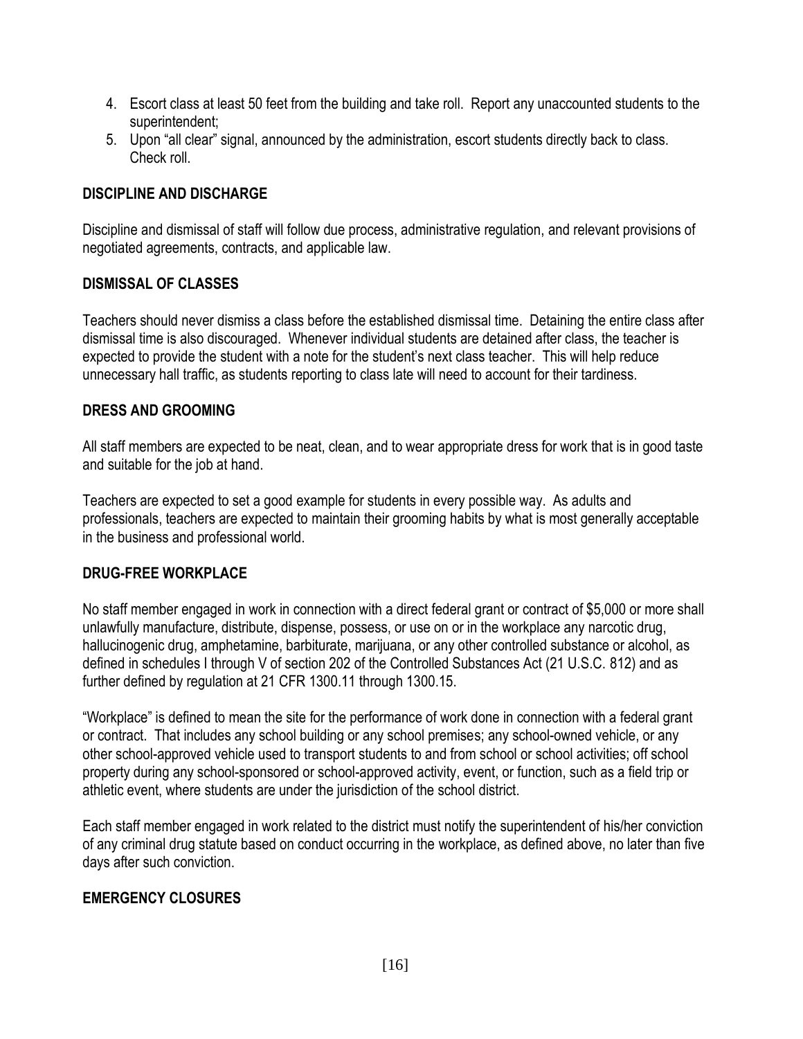4. Escort class at least 50 feet from the building and take roll. Report any unaccounted students to the superintendent;
5. Upon "all clear" signal, announced by the administration, escort students directly back to class. Check roll.

## DISCIPLINE AND DISCHARGE

Discipline and dismissal of staff will follow due process, administrative regulation, and relevant provisions of negotiated agreements, contracts, and applicable law.

## DISMISSAL OF CLASSES

Teachers should never dismiss a class before the established dismissal time. Detaining the entire class after dismissal time is also discouraged. Whenever individual students are detained after class, the teacher is expected to provide the student with a note for the student's next class teacher. This will help reduce unnecessary hall traffic, as students reporting to class late will need to account for their tardiness.

## DRESS AND GROOMING

All staff members are expected to be neat, clean, and to wear appropriate dress for work that is in good taste and suitable for the job at hand.

Teachers are expected to set a good example for students in every possible way. As adults and professionals, teachers are expected to maintain their grooming habits by what is most generally acceptable in the business and professional world.

## DRUG-FREE WORKPLACE

No staff member engaged in work in connection with a direct federal grant or contract of $5,000 or more shall unlawfully manufacture, distribute, dispense, possess, or use on or in the workplace any narcotic drug, hallucinogenic drug, amphetamine, barbiturate, marijuana, or any other controlled substance or alcohol, as defined in schedules I through V of section 202 of the Controlled Substances Act (21 U.S.C. 812) and as further defined by regulation at 21 CFR 1300.11 through 1300.15.

"Workplace" is defined to mean the site for the performance of work done in connection with a federal grant or contract. That includes any school building or any school premises; any school-owned vehicle, or any other school-approved vehicle used to transport students to and from school or school activities; off school property during any school-sponsored or school-approved activity, event, or function, such as a field trip or athletic event, where students are under the jurisdiction of the school district.

Each staff member engaged in work related to the district must notify the superintendent of his/her conviction of any criminal drug statute based on conduct occurring in the workplace, as defined above, no later than five days after such conviction.

## EMERGENCY CLOSURES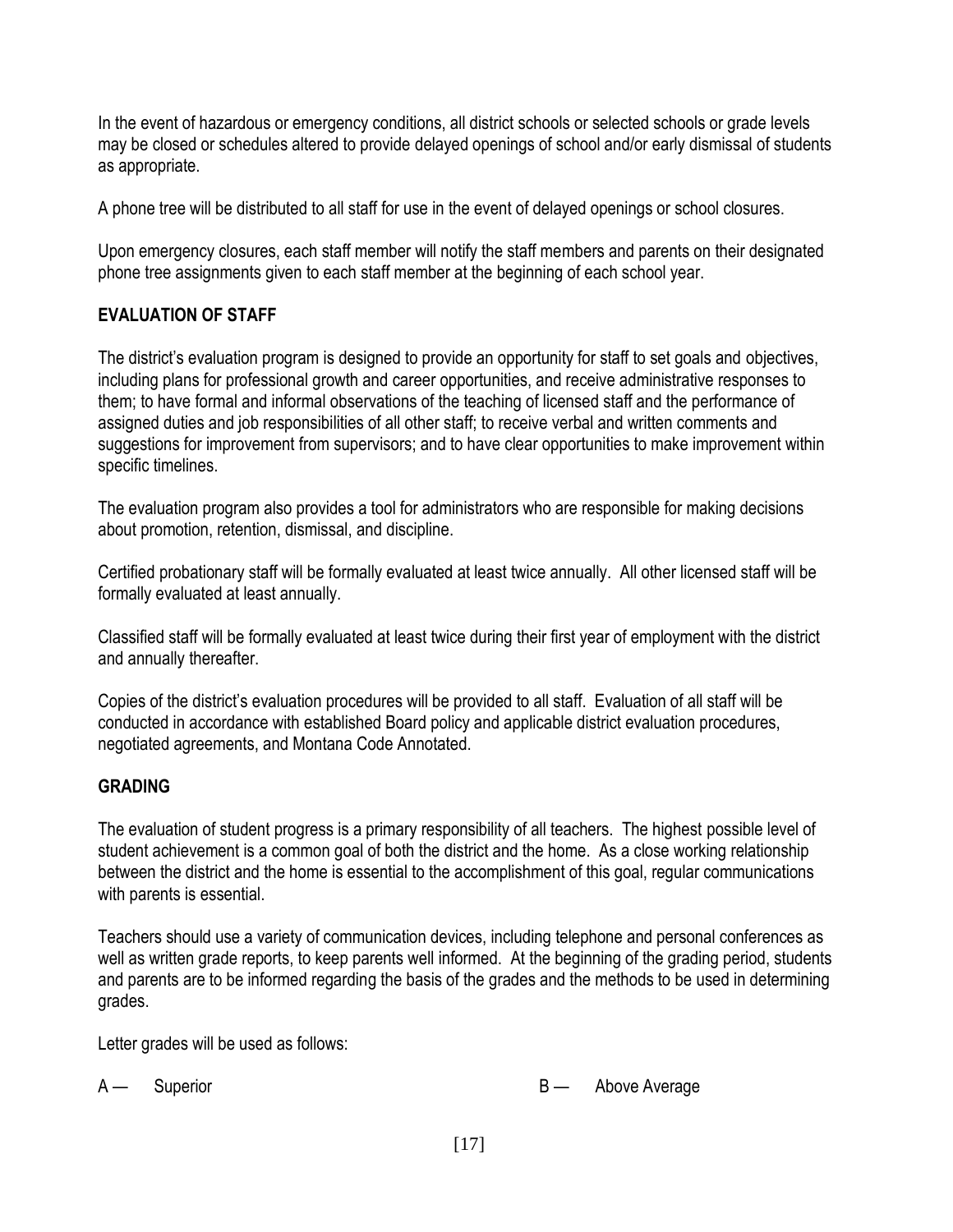In the event of hazardous or emergency conditions, all district schools or selected schools or grade levels may be closed or schedules altered to provide delayed openings of school and/or early dismissal of students as appropriate.

A phone tree will be distributed to all staff for use in the event of delayed openings or school closures.

Upon emergency closures, each staff member will notify the staff members and parents on their designated phone tree assignments given to each staff member at the beginning of each school year.

## EVALUATION OF STAFF

The district's evaluation program is designed to provide an opportunity for staff to set goals and objectives, including plans for professional growth and career opportunities, and receive administrative responses to them; to have formal and informal observations of the teaching of licensed staff and the performance of assigned duties and job responsibilities of all other staff; to receive verbal and written comments and suggestions for improvement from supervisors; and to have clear opportunities to make improvement within specific timelines.

The evaluation program also provides a tool for administrators who are responsible for making decisions about promotion, retention, dismissal, and discipline.

Certified probationary staff will be formally evaluated at least twice annually. All other licensed staff will be formally evaluated at least annually.

Classified staff will be formally evaluated at least twice during their first year of employment with the district and annually thereafter.

Copies of the district's evaluation procedures will be provided to all staff. Evaluation of all staff will be conducted in accordance with established Board policy and applicable district evaluation procedures, negotiated agreements, and Montana Code Annotated.

## GRADING

The evaluation of student progress is a primary responsibility of all teachers. The highest possible level of student achievement is a common goal of both the district and the home. As a close working relationship between the district and the home is essential to the accomplishment of this goal, regular communications with parents is essential.

Teachers should use a variety of communication devices, including telephone and personal conferences as well as written grade reports, to keep parents well informed. At the beginning of the grading period, students and parents are to be informed regarding the basis of the grades and the methods to be used in determining grades.

Letter grades will be used as follows:

A — Superior

B — Above Average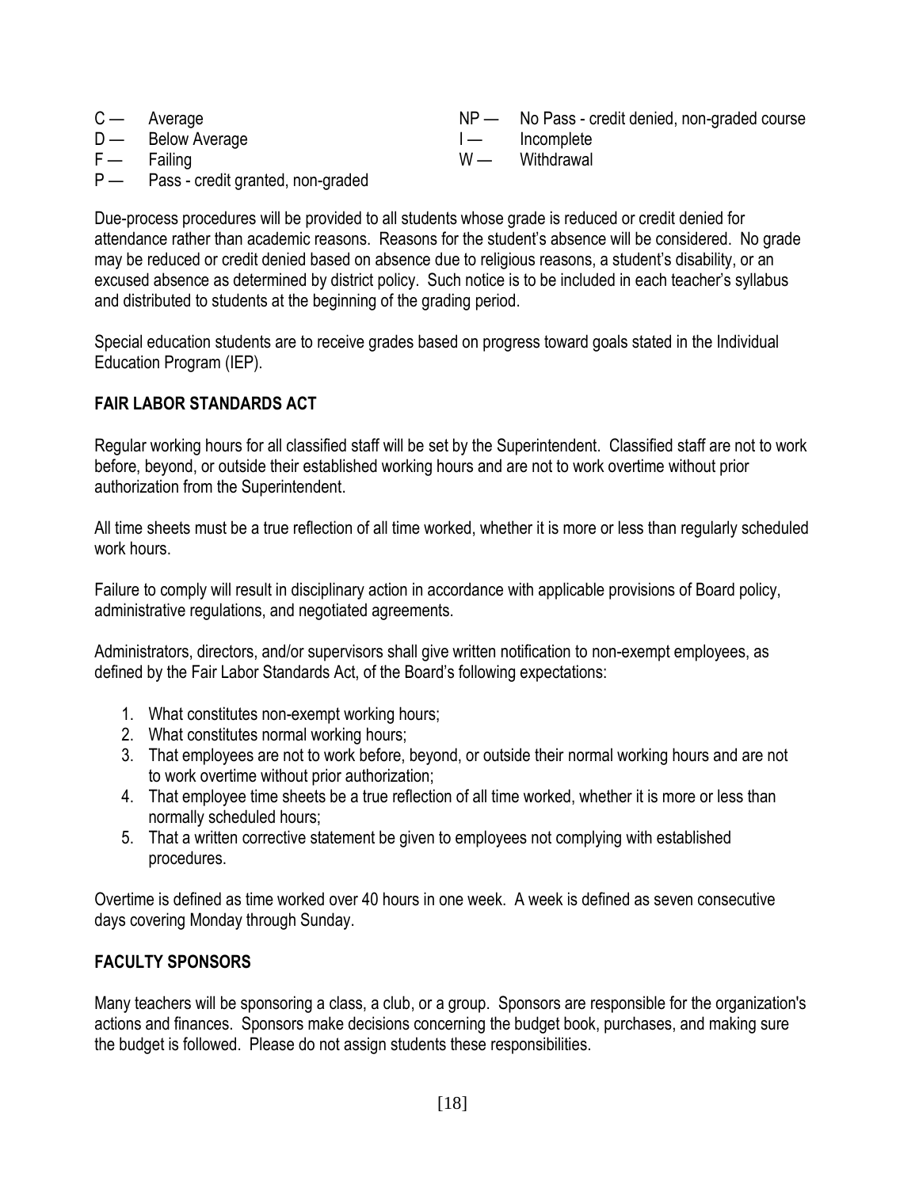C — Average
D — Below Average
F — Failing
P — Pass - credit granted, non-graded
NP — No Pass - credit denied, non-graded course
I — Incomplete
W — Withdrawal

Due-process procedures will be provided to all students whose grade is reduced or credit denied for attendance rather than academic reasons. Reasons for the student's absence will be considered. No grade may be reduced or credit denied based on absence due to religious reasons, a student's disability, or an excused absence as determined by district policy. Such notice is to be included in each teacher's syllabus and distributed to students at the beginning of the grading period.

Special education students are to receive grades based on progress toward goals stated in the Individual Education Program (IEP).

## FAIR LABOR STANDARDS ACT

Regular working hours for all classified staff will be set by the Superintendent. Classified staff are not to work before, beyond, or outside their established working hours and are not to work overtime without prior authorization from the Superintendent.

All time sheets must be a true reflection of all time worked, whether it is more or less than regularly scheduled work hours.

Failure to comply will result in disciplinary action in accordance with applicable provisions of Board policy, administrative regulations, and negotiated agreements.

Administrators, directors, and/or supervisors shall give written notification to non-exempt employees, as defined by the Fair Labor Standards Act, of the Board's following expectations:

1. What constitutes non-exempt working hours;
2. What constitutes normal working hours;
3. That employees are not to work before, beyond, or outside their normal working hours and are not to work overtime without prior authorization;
4. That employee time sheets be a true reflection of all time worked, whether it is more or less than normally scheduled hours;
5. That a written corrective statement be given to employees not complying with established procedures.

Overtime is defined as time worked over 40 hours in one week. A week is defined as seven consecutive days covering Monday through Sunday.

## FACULTY SPONSORS

Many teachers will be sponsoring a class, a club, or a group. Sponsors are responsible for the organization's actions and finances. Sponsors make decisions concerning the budget book, purchases, and making sure the budget is followed. Please do not assign students these responsibilities.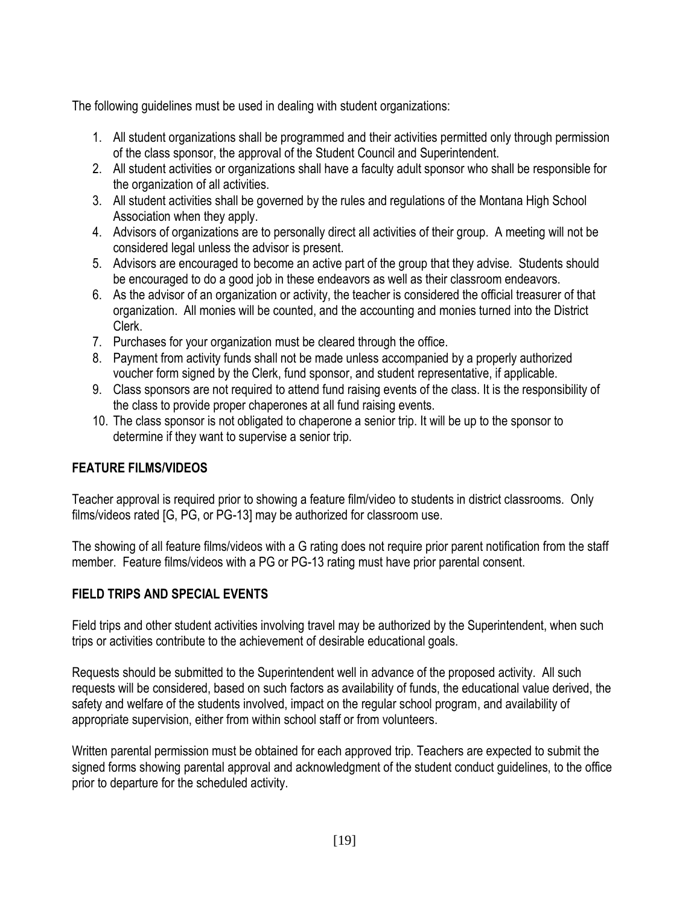The following guidelines must be used in dealing with student organizations:

1. All student organizations shall be programmed and their activities permitted only through permission of the class sponsor, the approval of the Student Council and Superintendent.
2. All student activities or organizations shall have a faculty adult sponsor who shall be responsible for the organization of all activities.
3. All student activities shall be governed by the rules and regulations of the Montana High School Association when they apply.
4. Advisors of organizations are to personally direct all activities of their group. A meeting will not be considered legal unless the advisor is present.
5. Advisors are encouraged to become an active part of the group that they advise. Students should be encouraged to do a good job in these endeavors as well as their classroom endeavors.
6. As the advisor of an organization or activity, the teacher is considered the official treasurer of that organization. All monies will be counted, and the accounting and monies turned into the District Clerk.
7. Purchases for your organization must be cleared through the office.
8. Payment from activity funds shall not be made unless accompanied by a properly authorized voucher form signed by the Clerk, fund sponsor, and student representative, if applicable.
9. Class sponsors are not required to attend fund raising events of the class. It is the responsibility of the class to provide proper chaperones at all fund raising events.
10. The class sponsor is not obligated to chaperone a senior trip. It will be up to the sponsor to determine if they want to supervise a senior trip.

## FEATURE FILMS/VIDEOS

Teacher approval is required prior to showing a feature film/video to students in district classrooms. Only films/videos rated [G, PG, or PG-13] may be authorized for classroom use.

The showing of all feature films/videos with a G rating does not require prior parent notification from the staff member. Feature films/videos with a PG or PG-13 rating must have prior parental consent.

## FIELD TRIPS AND SPECIAL EVENTS

Field trips and other student activities involving travel may be authorized by the Superintendent, when such trips or activities contribute to the achievement of desirable educational goals.

Requests should be submitted to the Superintendent well in advance of the proposed activity. All such requests will be considered, based on such factors as availability of funds, the educational value derived, the safety and welfare of the students involved, impact on the regular school program, and availability of appropriate supervision, either from within school staff or from volunteers.

Written parental permission must be obtained for each approved trip. Teachers are expected to submit the signed forms showing parental approval and acknowledgment of the student conduct guidelines, to the office prior to departure for the scheduled activity.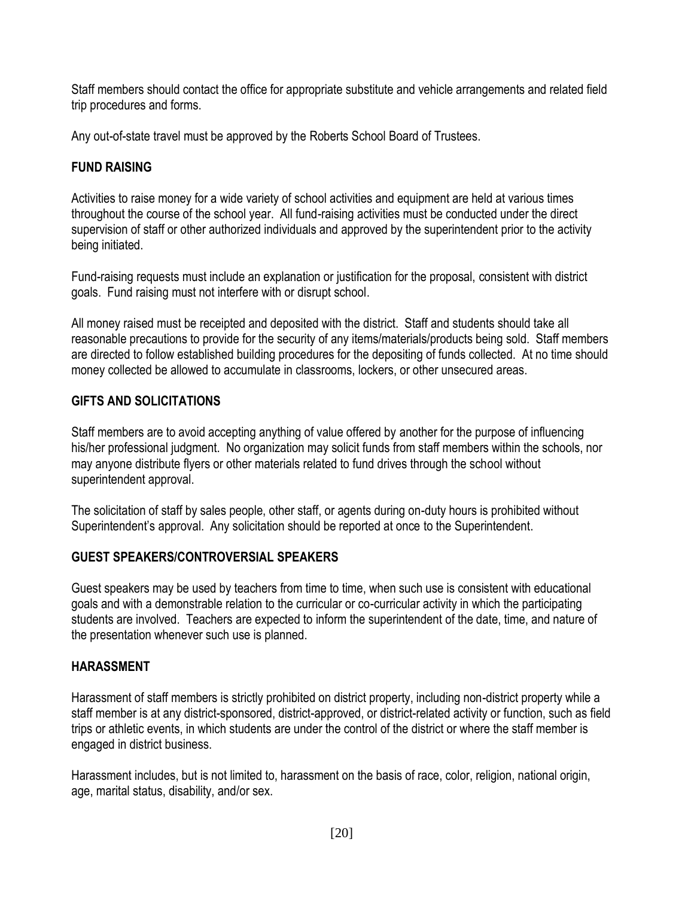Staff members should contact the office for appropriate substitute and vehicle arrangements and related field trip procedures and forms.

Any out-of-state travel must be approved by the Roberts School Board of Trustees.

## FUND RAISING

Activities to raise money for a wide variety of school activities and equipment are held at various times throughout the course of the school year. All fund-raising activities must be conducted under the direct supervision of staff or other authorized individuals and approved by the superintendent prior to the activity being initiated.

Fund-raising requests must include an explanation or justification for the proposal, consistent with district goals. Fund raising must not interfere with or disrupt school.

All money raised must be receipted and deposited with the district. Staff and students should take all reasonable precautions to provide for the security of any items/materials/products being sold. Staff members are directed to follow established building procedures for the depositing of funds collected. At no time should money collected be allowed to accumulate in classrooms, lockers, or other unsecured areas.

## GIFTS AND SOLICITATIONS

Staff members are to avoid accepting anything of value offered by another for the purpose of influencing his/her professional judgment. No organization may solicit funds from staff members within the schools, nor may anyone distribute flyers or other materials related to fund drives through the school without superintendent approval.

The solicitation of staff by sales people, other staff, or agents during on-duty hours is prohibited without Superintendent's approval. Any solicitation should be reported at once to the Superintendent.

## GUEST SPEAKERS/CONTROVERSIAL SPEAKERS

Guest speakers may be used by teachers from time to time, when such use is consistent with educational goals and with a demonstrable relation to the curricular or co-curricular activity in which the participating students are involved. Teachers are expected to inform the superintendent of the date, time, and nature of the presentation whenever such use is planned.

## HARASSMENT

Harassment of staff members is strictly prohibited on district property, including non-district property while a staff member is at any district-sponsored, district-approved, or district-related activity or function, such as field trips or athletic events, in which students are under the control of the district or where the staff member is engaged in district business.

Harassment includes, but is not limited to, harassment on the basis of race, color, religion, national origin, age, marital status, disability, and/or sex.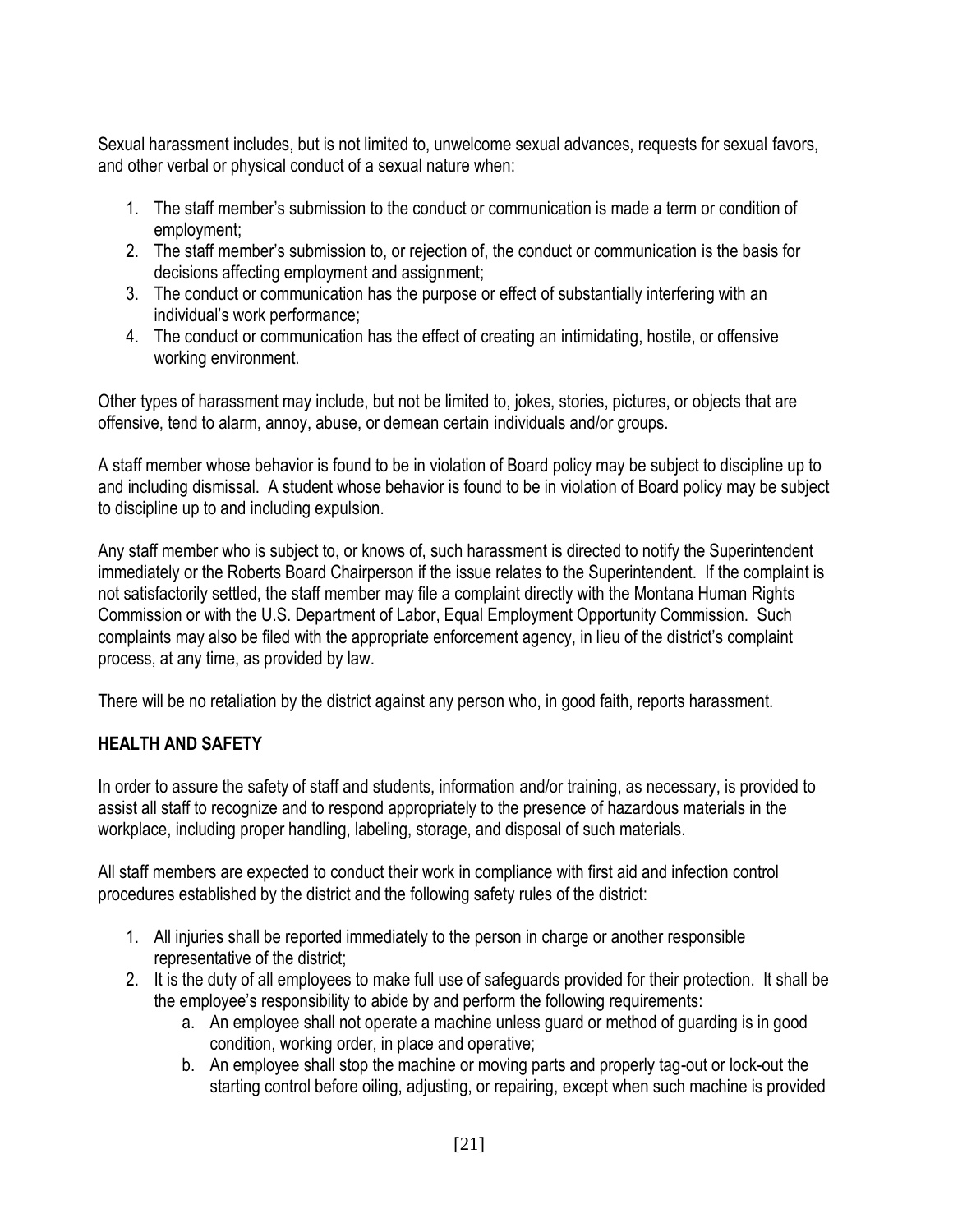Sexual harassment includes, but is not limited to, unwelcome sexual advances, requests for sexual favors, and other verbal or physical conduct of a sexual nature when:

1. The staff member's submission to the conduct or communication is made a term or condition of employment;
2. The staff member's submission to, or rejection of, the conduct or communication is the basis for decisions affecting employment and assignment;
3. The conduct or communication has the purpose or effect of substantially interfering with an individual's work performance;
4. The conduct or communication has the effect of creating an intimidating, hostile, or offensive working environment.

Other types of harassment may include, but not be limited to, jokes, stories, pictures, or objects that are offensive, tend to alarm, annoy, abuse, or demean certain individuals and/or groups.

A staff member whose behavior is found to be in violation of Board policy may be subject to discipline up to and including dismissal. A student whose behavior is found to be in violation of Board policy may be subject to discipline up to and including expulsion.

Any staff member who is subject to, or knows of, such harassment is directed to notify the Superintendent immediately or the Roberts Board Chairperson if the issue relates to the Superintendent. If the complaint is not satisfactorily settled, the staff member may file a complaint directly with the Montana Human Rights Commission or with the U.S. Department of Labor, Equal Employment Opportunity Commission. Such complaints may also be filed with the appropriate enforcement agency, in lieu of the district's complaint process, at any time, as provided by law.

There will be no retaliation by the district against any person who, in good faith, reports harassment.

## HEALTH AND SAFETY

In order to assure the safety of staff and students, information and/or training, as necessary, is provided to assist all staff to recognize and to respond appropriately to the presence of hazardous materials in the workplace, including proper handling, labeling, storage, and disposal of such materials.

All staff members are expected to conduct their work in compliance with first aid and infection control procedures established by the district and the following safety rules of the district:

1. All injuries shall be reported immediately to the person in charge or another responsible representative of the district;
2. It is the duty of all employees to make full use of safeguards provided for their protection. It shall be the employee's responsibility to abide by and perform the following requirements:
   a. An employee shall not operate a machine unless guard or method of guarding is in good condition, working order, in place and operative;
   b. An employee shall stop the machine or moving parts and properly tag-out or lock-out the starting control before oiling, adjusting, or repairing, except when such machine is provided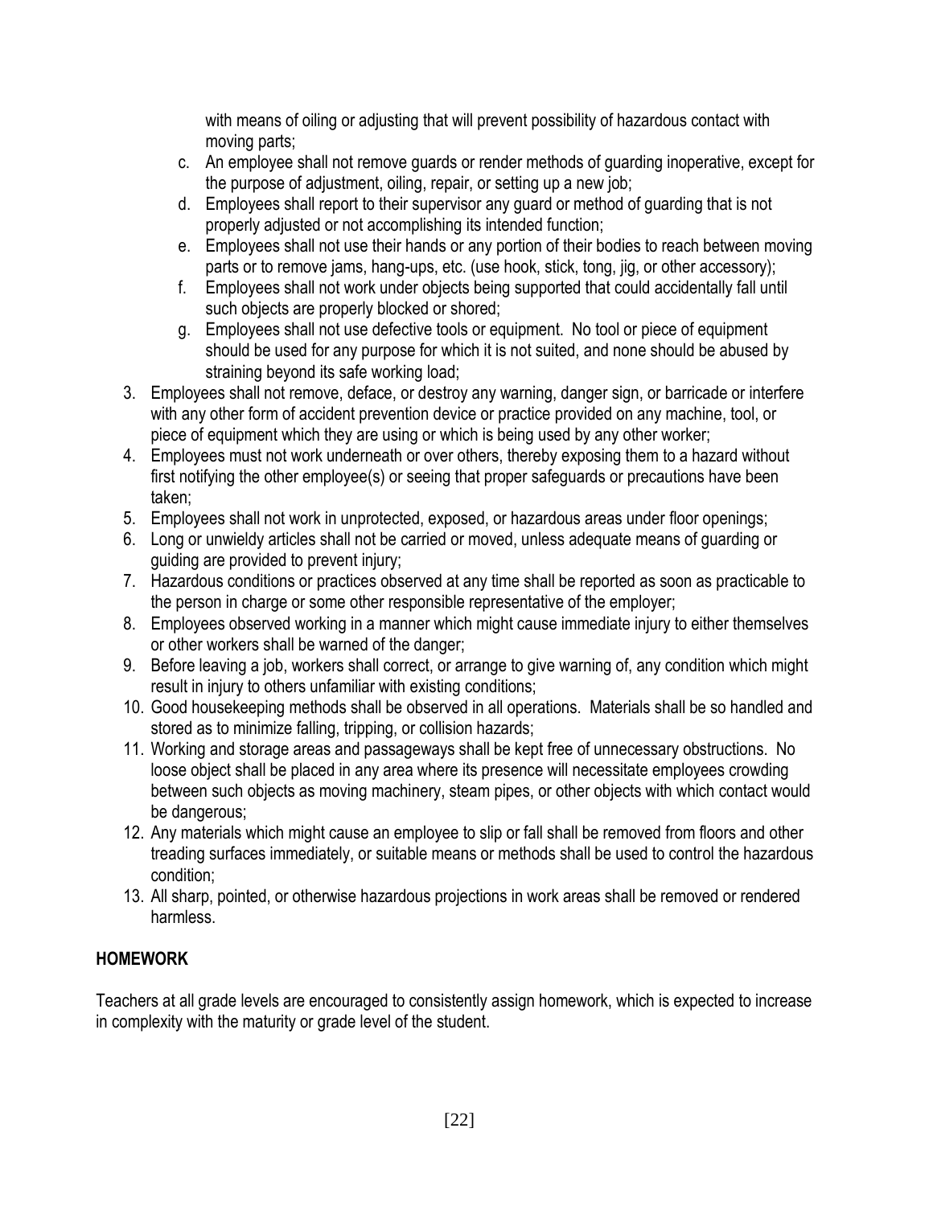with means of oiling or adjusting that will prevent possibility of hazardous contact with moving parts;

   c. An employee shall not remove guards or render methods of guarding inoperative, except for the purpose of adjustment, oiling, repair, or setting up a new job;
   d. Employees shall report to their supervisor any guard or method of guarding that is not properly adjusted or not accomplishing its intended function;
   e. Employees shall not use their hands or any portion of their bodies to reach between moving parts or to remove jams, hang-ups, etc. (use hook, stick, tong, jig, or other accessory);
   f. Employees shall not work under objects being supported that could accidentally fall until such objects are properly blocked or shored;
   g. Employees shall not use defective tools or equipment. No tool or piece of equipment should be used for any purpose for which it is not suited, and none should be abused by straining beyond its safe working load;

3. Employees shall not remove, deface, or destroy any warning, danger sign, or barricade or interfere with any other form of accident prevention device or practice provided on any machine, tool, or piece of equipment which they are using or which is being used by any other worker;
4. Employees must not work underneath or over others, thereby exposing them to a hazard without first notifying the other employee(s) or seeing that proper safeguards or precautions have been taken;
5. Employees shall not work in unprotected, exposed, or hazardous areas under floor openings;
6. Long or unwieldy articles shall not be carried or moved, unless adequate means of guarding or guiding are provided to prevent injury;
7. Hazardous conditions or practices observed at any time shall be reported as soon as practicable to the person in charge or some other responsible representative of the employer;
8. Employees observed working in a manner which might cause immediate injury to either themselves or other workers shall be warned of the danger;
9. Before leaving a job, workers shall correct, or arrange to give warning of, any condition which might result in injury to others unfamiliar with existing conditions;
10. Good housekeeping methods shall be observed in all operations. Materials shall be so handled and stored as to minimize falling, tripping, or collision hazards;
11. Working and storage areas and passageways shall be kept free of unnecessary obstructions. No loose object shall be placed in any area where its presence will necessitate employees crowding between such objects as moving machinery, steam pipes, or other objects with which contact would be dangerous;
12. Any materials which might cause an employee to slip or fall shall be removed from floors and other treading surfaces immediately, or suitable means or methods shall be used to control the hazardous condition;
13. All sharp, pointed, or otherwise hazardous projections in work areas shall be removed or rendered harmless.

## HOMEWORK

Teachers at all grade levels are encouraged to consistently assign homework, which is expected to increase in complexity with the maturity or grade level of the student.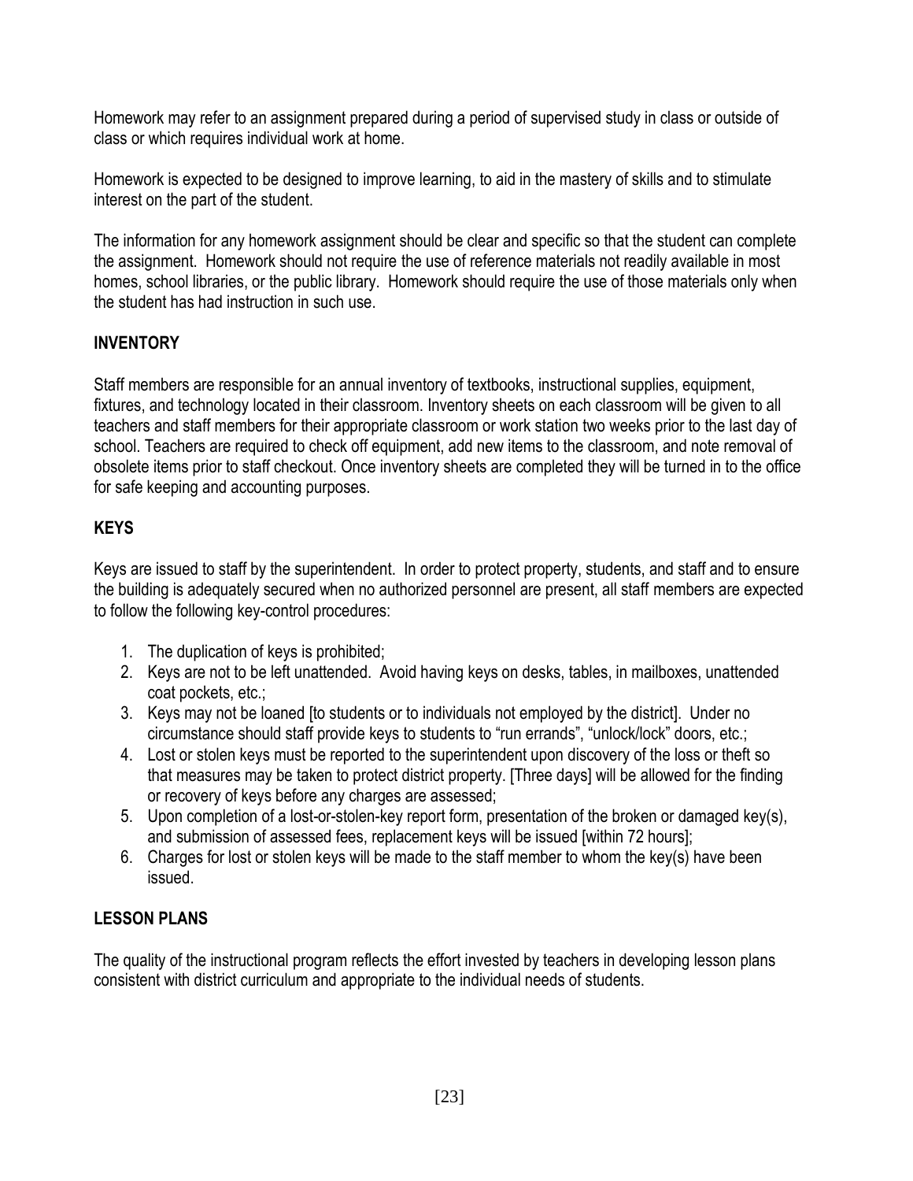Homework may refer to an assignment prepared during a period of supervised study in class or outside of class or which requires individual work at home.

Homework is expected to be designed to improve learning, to aid in the mastery of skills and to stimulate interest on the part of the student.

The information for any homework assignment should be clear and specific so that the student can complete the assignment. Homework should not require the use of reference materials not readily available in most homes, school libraries, or the public library. Homework should require the use of those materials only when the student has had instruction in such use.

## INVENTORY

Staff members are responsible for an annual inventory of textbooks, instructional supplies, equipment, fixtures, and technology located in their classroom. Inventory sheets on each classroom will be given to all teachers and staff members for their appropriate classroom or work station two weeks prior to the last day of school. Teachers are required to check off equipment, add new items to the classroom, and note removal of obsolete items prior to staff checkout. Once inventory sheets are completed they will be turned in to the office for safe keeping and accounting purposes.

## KEYS

Keys are issued to staff by the superintendent. In order to protect property, students, and staff and to ensure the building is adequately secured when no authorized personnel are present, all staff members are expected to follow the following key-control procedures:

1. The duplication of keys is prohibited;
2. Keys are not to be left unattended. Avoid having keys on desks, tables, in mailboxes, unattended coat pockets, etc.;
3. Keys may not be loaned [to students or to individuals not employed by the district]. Under no circumstance should staff provide keys to students to "run errands", "unlock/lock" doors, etc.;
4. Lost or stolen keys must be reported to the superintendent upon discovery of the loss or theft so that measures may be taken to protect district property. [Three days] will be allowed for the finding or recovery of keys before any charges are assessed;
5. Upon completion of a lost-or-stolen-key report form, presentation of the broken or damaged key(s), and submission of assessed fees, replacement keys will be issued [within 72 hours];
6. Charges for lost or stolen keys will be made to the staff member to whom the key(s) have been issued.

## LESSON PLANS

The quality of the instructional program reflects the effort invested by teachers in developing lesson plans consistent with district curriculum and appropriate to the individual needs of students.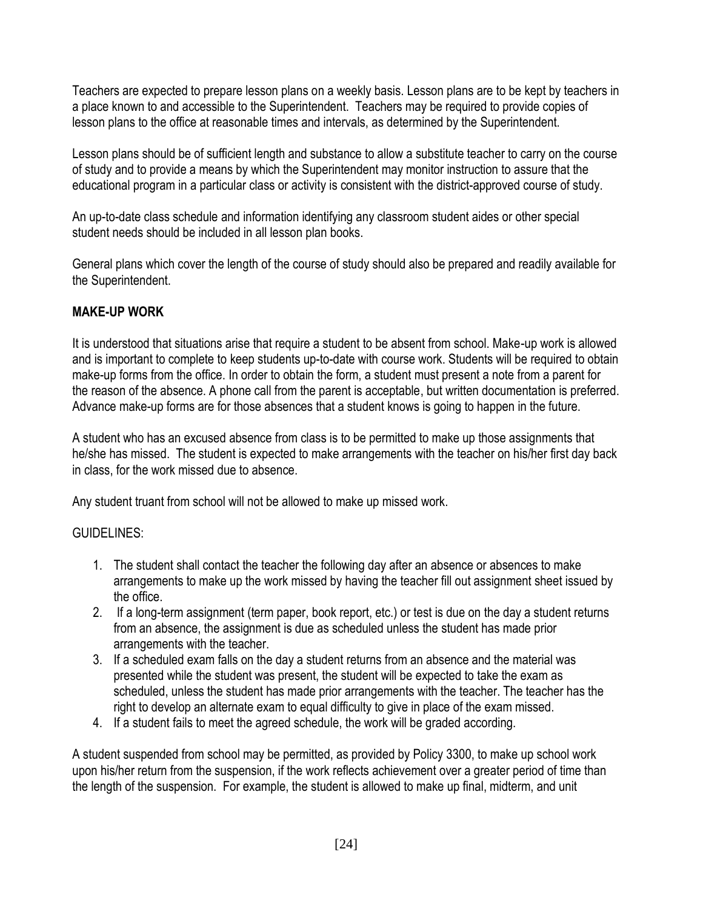Teachers are expected to prepare lesson plans on a weekly basis. Lesson plans are to be kept by teachers in a place known to and accessible to the Superintendent. Teachers may be required to provide copies of lesson plans to the office at reasonable times and intervals, as determined by the Superintendent.

Lesson plans should be of sufficient length and substance to allow a substitute teacher to carry on the course of study and to provide a means by which the Superintendent may monitor instruction to assure that the educational program in a particular class or activity is consistent with the district-approved course of study.

An up-to-date class schedule and information identifying any classroom student aides or other special student needs should be included in all lesson plan books.

General plans which cover the length of the course of study should also be prepared and readily available for the Superintendent.

## MAKE-UP WORK

It is understood that situations arise that require a student to be absent from school. Make-up work is allowed and is important to complete to keep students up-to-date with course work. Students will be required to obtain make-up forms from the office. In order to obtain the form, a student must present a note from a parent for the reason of the absence. A phone call from the parent is acceptable, but written documentation is preferred. Advance make-up forms are for those absences that a student knows is going to happen in the future.

A student who has an excused absence from class is to be permitted to make up those assignments that he/she has missed. The student is expected to make arrangements with the teacher on his/her first day back in class, for the work missed due to absence.

Any student truant from school will not be allowed to make up missed work.

GUIDELINES:

1. The student shall contact the teacher the following day after an absence or absences to make arrangements to make up the work missed by having the teacher fill out assignment sheet issued by the office.
2. If a long-term assignment (term paper, book report, etc.) or test is due on the day a student returns from an absence, the assignment is due as scheduled unless the student has made prior arrangements with the teacher.
3. If a scheduled exam falls on the day a student returns from an absence and the material was presented while the student was present, the student will be expected to take the exam as scheduled, unless the student has made prior arrangements with the teacher. The teacher has the right to develop an alternate exam to equal difficulty to give in place of the exam missed.
4. If a student fails to meet the agreed schedule, the work will be graded according.

A student suspended from school may be permitted, as provided by Policy 3300, to make up school work upon his/her return from the suspension, if the work reflects achievement over a greater period of time than the length of the suspension. For example, the student is allowed to make up final, midterm, and unit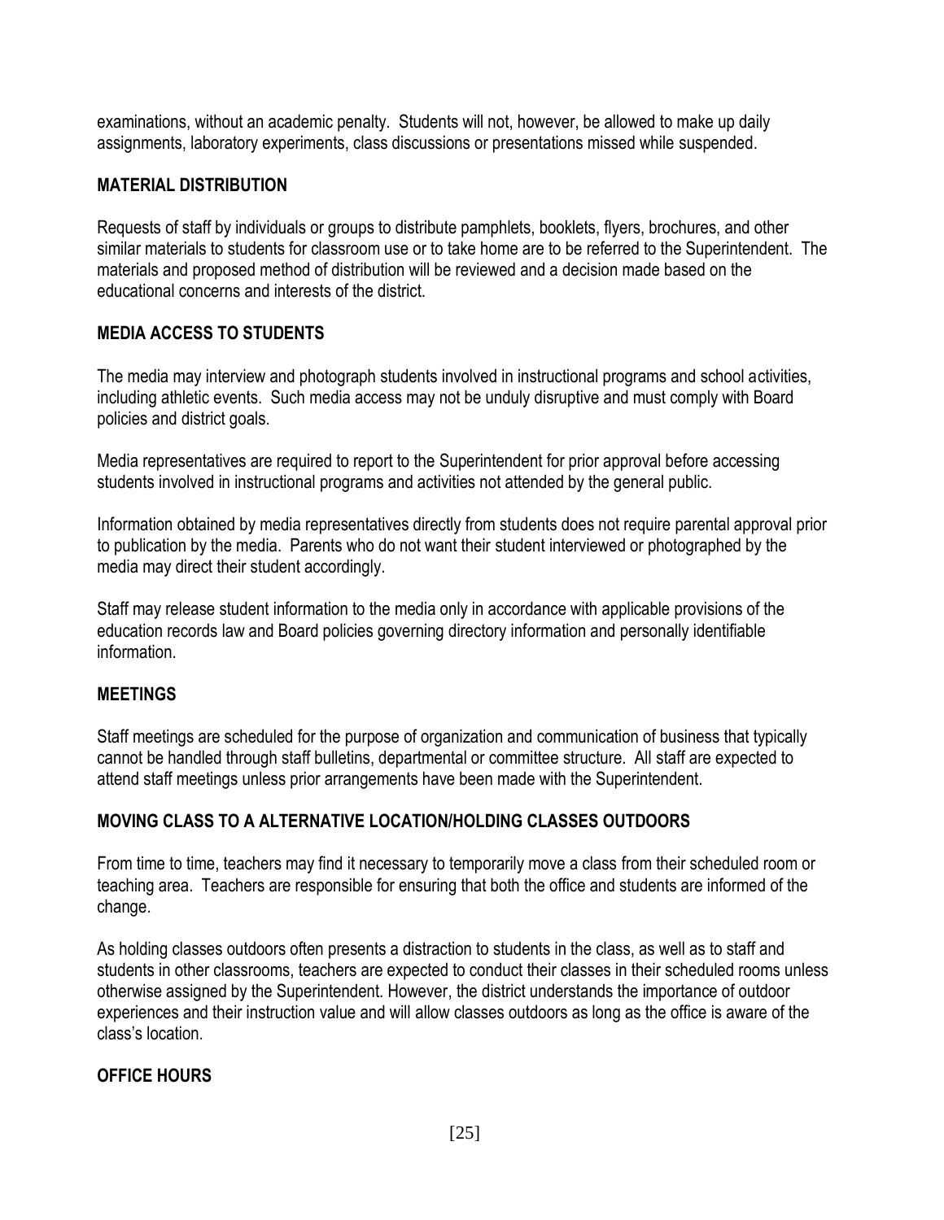examinations, without an academic penalty. Students will not, however, be allowed to make up daily assignments, laboratory experiments, class discussions or presentations missed while suspended.

## MATERIAL DISTRIBUTION

Requests of staff by individuals or groups to distribute pamphlets, booklets, flyers, brochures, and other similar materials to students for classroom use or to take home are to be referred to the Superintendent. The materials and proposed method of distribution will be reviewed and a decision made based on the educational concerns and interests of the district.

## MEDIA ACCESS TO STUDENTS

The media may interview and photograph students involved in instructional programs and school activities, including athletic events. Such media access may not be unduly disruptive and must comply with Board policies and district goals.

Media representatives are required to report to the Superintendent for prior approval before accessing students involved in instructional programs and activities not attended by the general public.

Information obtained by media representatives directly from students does not require parental approval prior to publication by the media. Parents who do not want their student interviewed or photographed by the media may direct their student accordingly.

Staff may release student information to the media only in accordance with applicable provisions of the education records law and Board policies governing directory information and personally identifiable information.

## MEETINGS

Staff meetings are scheduled for the purpose of organization and communication of business that typically cannot be handled through staff bulletins, departmental or committee structure. All staff are expected to attend staff meetings unless prior arrangements have been made with the Superintendent.

## MOVING CLASS TO A ALTERNATIVE LOCATION/HOLDING CLASSES OUTDOORS

From time to time, teachers may find it necessary to temporarily move a class from their scheduled room or teaching area. Teachers are responsible for ensuring that both the office and students are informed of the change.

As holding classes outdoors often presents a distraction to students in the class, as well as to staff and students in other classrooms, teachers are expected to conduct their classes in their scheduled rooms unless otherwise assigned by the Superintendent. However, the district understands the importance of outdoor experiences and their instruction value and will allow classes outdoors as long as the office is aware of the class's location.

## OFFICE HOURS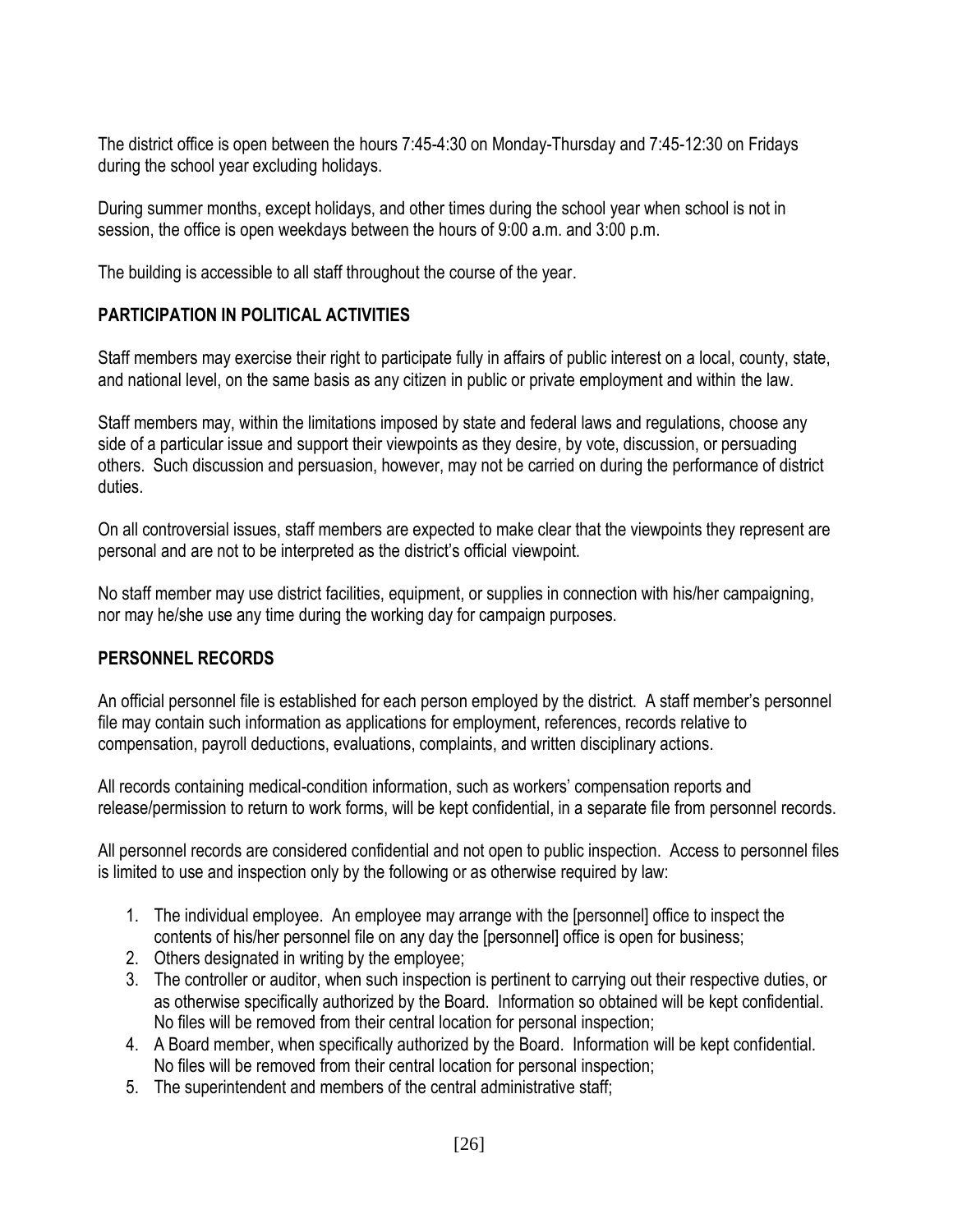The district office is open between the hours 7:45-4:30 on Monday-Thursday and 7:45-12:30 on Fridays during the school year excluding holidays.

During summer months, except holidays, and other times during the school year when school is not in session, the office is open weekdays between the hours of 9:00 a.m. and 3:00 p.m.

The building is accessible to all staff throughout the course of the year.

## PARTICIPATION IN POLITICAL ACTIVITIES

Staff members may exercise their right to participate fully in affairs of public interest on a local, county, state, and national level, on the same basis as any citizen in public or private employment and within the law.

Staff members may, within the limitations imposed by state and federal laws and regulations, choose any side of a particular issue and support their viewpoints as they desire, by vote, discussion, or persuading others. Such discussion and persuasion, however, may not be carried on during the performance of district duties.

On all controversial issues, staff members are expected to make clear that the viewpoints they represent are personal and are not to be interpreted as the district's official viewpoint.

No staff member may use district facilities, equipment, or supplies in connection with his/her campaigning, nor may he/she use any time during the working day for campaign purposes.

## PERSONNEL RECORDS

An official personnel file is established for each person employed by the district. A staff member's personnel file may contain such information as applications for employment, references, records relative to compensation, payroll deductions, evaluations, complaints, and written disciplinary actions.

All records containing medical-condition information, such as workers' compensation reports and release/permission to return to work forms, will be kept confidential, in a separate file from personnel records.

All personnel records are considered confidential and not open to public inspection. Access to personnel files is limited to use and inspection only by the following or as otherwise required by law:

1. The individual employee. An employee may arrange with the [personnel] office to inspect the contents of his/her personnel file on any day the [personnel] office is open for business;
2. Others designated in writing by the employee;
3. The controller or auditor, when such inspection is pertinent to carrying out their respective duties, or as otherwise specifically authorized by the Board. Information so obtained will be kept confidential. No files will be removed from their central location for personal inspection;
4. A Board member, when specifically authorized by the Board. Information will be kept confidential. No files will be removed from their central location for personal inspection;
5. The superintendent and members of the central administrative staff;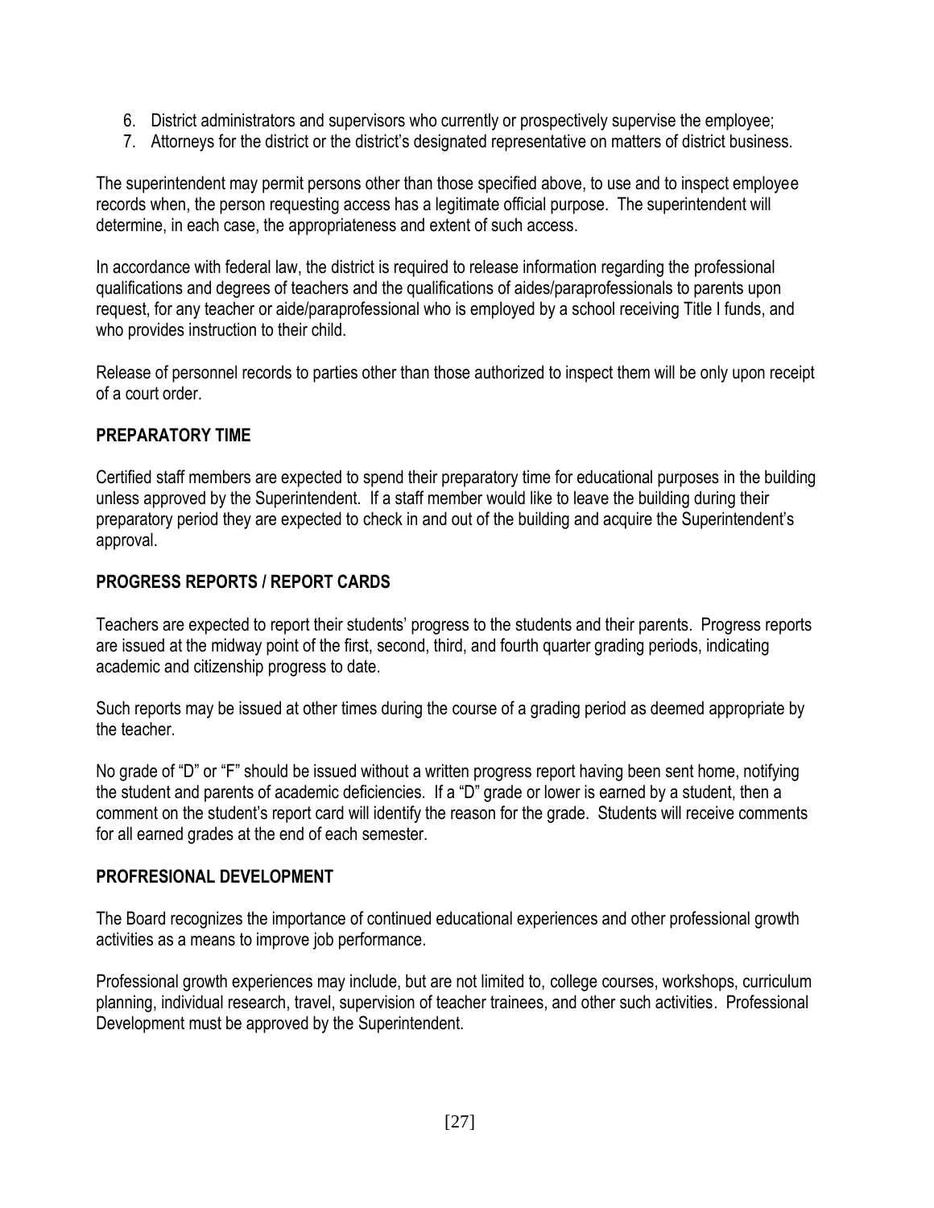6. District administrators and supervisors who currently or prospectively supervise the employee;
7. Attorneys for the district or the district's designated representative on matters of district business.

The superintendent may permit persons other than those specified above, to use and to inspect employee records when, the person requesting access has a legitimate official purpose. The superintendent will determine, in each case, the appropriateness and extent of such access.

In accordance with federal law, the district is required to release information regarding the professional qualifications and degrees of teachers and the qualifications of aides/paraprofessionals to parents upon request, for any teacher or aide/paraprofessional who is employed by a school receiving Title I funds, and who provides instruction to their child.

Release of personnel records to parties other than those authorized to inspect them will be only upon receipt of a court order.

**PREPARATORY TIME**

Certified staff members are expected to spend their preparatory time for educational purposes in the building unless approved by the Superintendent. If a staff member would like to leave the building during their preparatory period they are expected to check in and out of the building and acquire the Superintendent's approval.

**PROGRESS REPORTS / REPORT CARDS**

Teachers are expected to report their students' progress to the students and their parents. Progress reports are issued at the midway point of the first, second, third, and fourth quarter grading periods, indicating academic and citizenship progress to date.

Such reports may be issued at other times during the course of a grading period as deemed appropriate by the teacher.

No grade of "D" or "F" should be issued without a written progress report having been sent home, notifying the student and parents of academic deficiencies. If a "D" grade or lower is earned by a student, then a comment on the student's report card will identify the reason for the grade. Students will receive comments for all earned grades at the end of each semester.

**PROFRESIONAL DEVELOPMENT**

The Board recognizes the importance of continued educational experiences and other professional growth activities as a means to improve job performance.

Professional growth experiences may include, but are not limited to, college courses, workshops, curriculum planning, individual research, travel, supervision of teacher trainees, and other such activities. Professional Development must be approved by the Superintendent.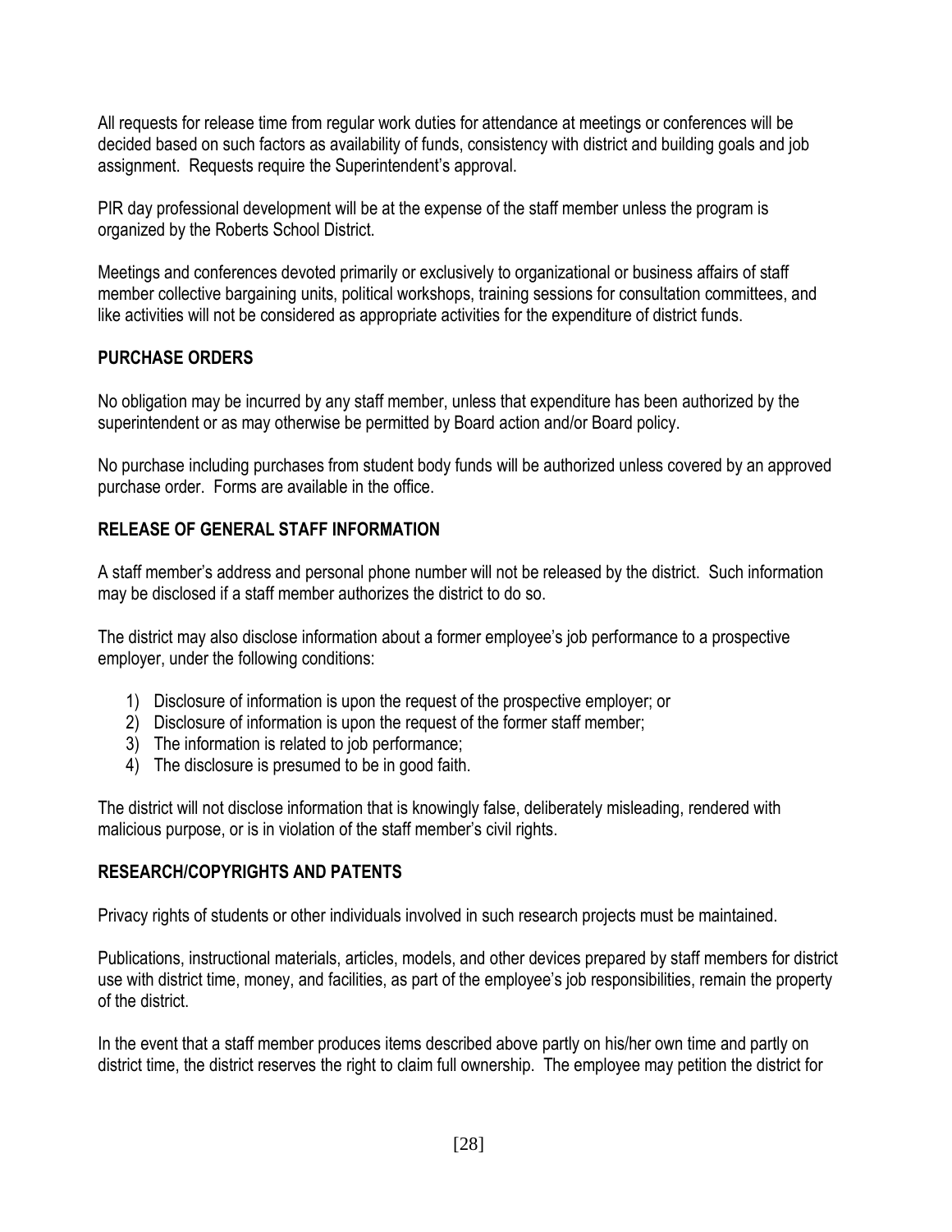All requests for release time from regular work duties for attendance at meetings or conferences will be decided based on such factors as availability of funds, consistency with district and building goals and job assignment. Requests require the Superintendent's approval.

PIR day professional development will be at the expense of the staff member unless the program is organized by the Roberts School District.

Meetings and conferences devoted primarily or exclusively to organizational or business affairs of staff member collective bargaining units, political workshops, training sessions for consultation committees, and like activities will not be considered as appropriate activities for the expenditure of district funds.

## PURCHASE ORDERS

No obligation may be incurred by any staff member, unless that expenditure has been authorized by the superintendent or as may otherwise be permitted by Board action and/or Board policy.

No purchase including purchases from student body funds will be authorized unless covered by an approved purchase order. Forms are available in the office.

## RELEASE OF GENERAL STAFF INFORMATION

A staff member's address and personal phone number will not be released by the district. Such information may be disclosed if a staff member authorizes the district to do so.

The district may also disclose information about a former employee's job performance to a prospective employer, under the following conditions:

1) Disclosure of information is upon the request of the prospective employer; or
2) Disclosure of information is upon the request of the former staff member;
3) The information is related to job performance;
4) The disclosure is presumed to be in good faith.

The district will not disclose information that is knowingly false, deliberately misleading, rendered with malicious purpose, or is in violation of the staff member's civil rights.

## RESEARCH/COPYRIGHTS AND PATENTS

Privacy rights of students or other individuals involved in such research projects must be maintained.

Publications, instructional materials, articles, models, and other devices prepared by staff members for district use with district time, money, and facilities, as part of the employee's job responsibilities, remain the property of the district.

In the event that a staff member produces items described above partly on his/her own time and partly on district time, the district reserves the right to claim full ownership. The employee may petition the district for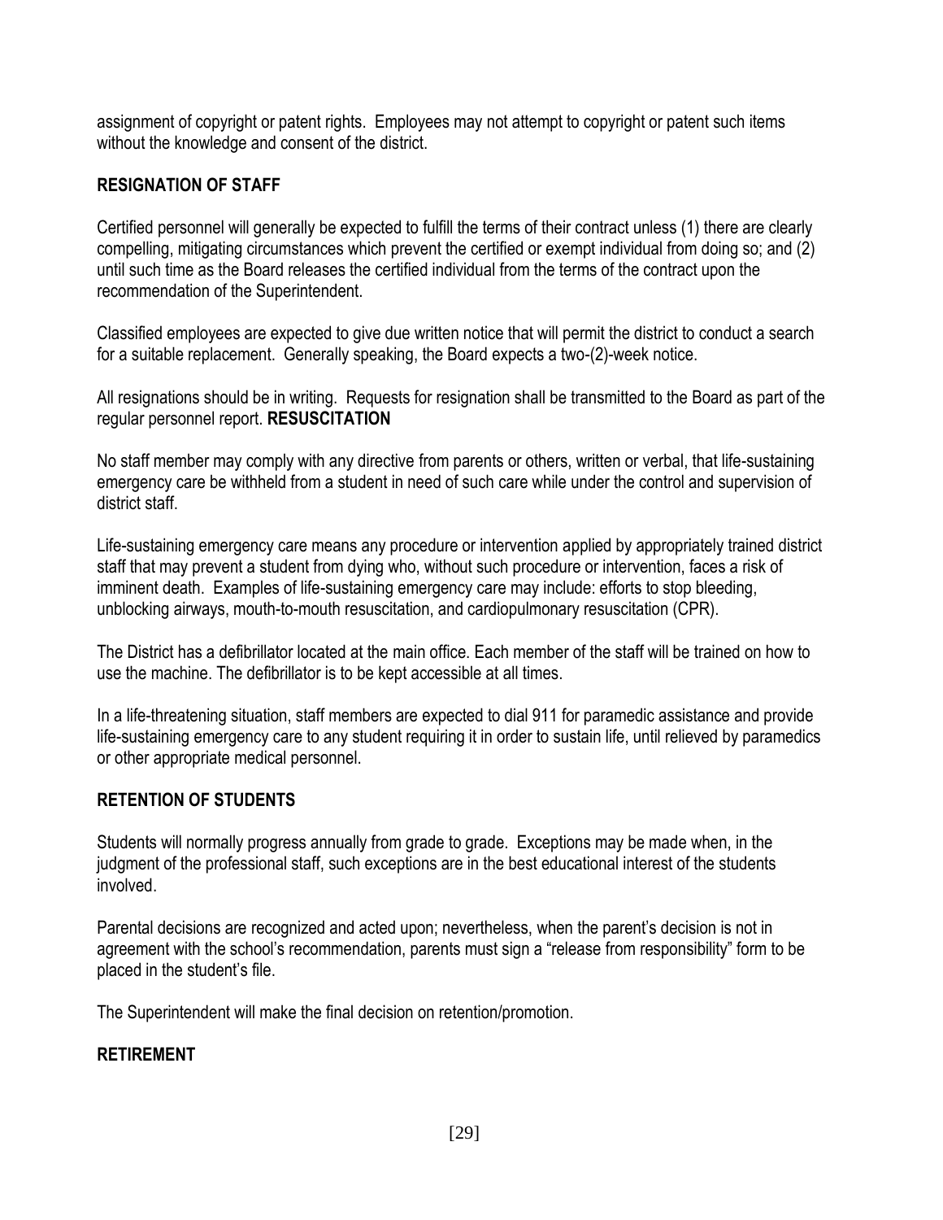assignment of copyright or patent rights. Employees may not attempt to copyright or patent such items without the knowledge and consent of the district.

## RESIGNATION OF STAFF

Certified personnel will generally be expected to fulfill the terms of their contract unless (1) there are clearly compelling, mitigating circumstances which prevent the certified or exempt individual from doing so; and (2) until such time as the Board releases the certified individual from the terms of the contract upon the recommendation of the Superintendent.

Classified employees are expected to give due written notice that will permit the district to conduct a search for a suitable replacement. Generally speaking, the Board expects a two-(2)-week notice.

All resignations should be in writing. Requests for resignation shall be transmitted to the Board as part of the regular personnel report.

## RESUSCITATION

No staff member may comply with any directive from parents or others, written or verbal, that life-sustaining emergency care be withheld from a student in need of such care while under the control and supervision of district staff.

Life-sustaining emergency care means any procedure or intervention applied by appropriately trained district staff that may prevent a student from dying who, without such procedure or intervention, faces a risk of imminent death. Examples of life-sustaining emergency care may include: efforts to stop bleeding, unblocking airways, mouth-to-mouth resuscitation, and cardiopulmonary resuscitation (CPR).

The District has a defibrillator located at the main office. Each member of the staff will be trained on how to use the machine. The defibrillator is to be kept accessible at all times.

In a life-threatening situation, staff members are expected to dial 911 for paramedic assistance and provide life-sustaining emergency care to any student requiring it in order to sustain life, until relieved by paramedics or other appropriate medical personnel.

## RETENTION OF STUDENTS

Students will normally progress annually from grade to grade. Exceptions may be made when, in the judgment of the professional staff, such exceptions are in the best educational interest of the students involved.

Parental decisions are recognized and acted upon; nevertheless, when the parent's decision is not in agreement with the school's recommendation, parents must sign a "release from responsibility" form to be placed in the student's file.

The Superintendent will make the final decision on retention/promotion.

## RETIREMENT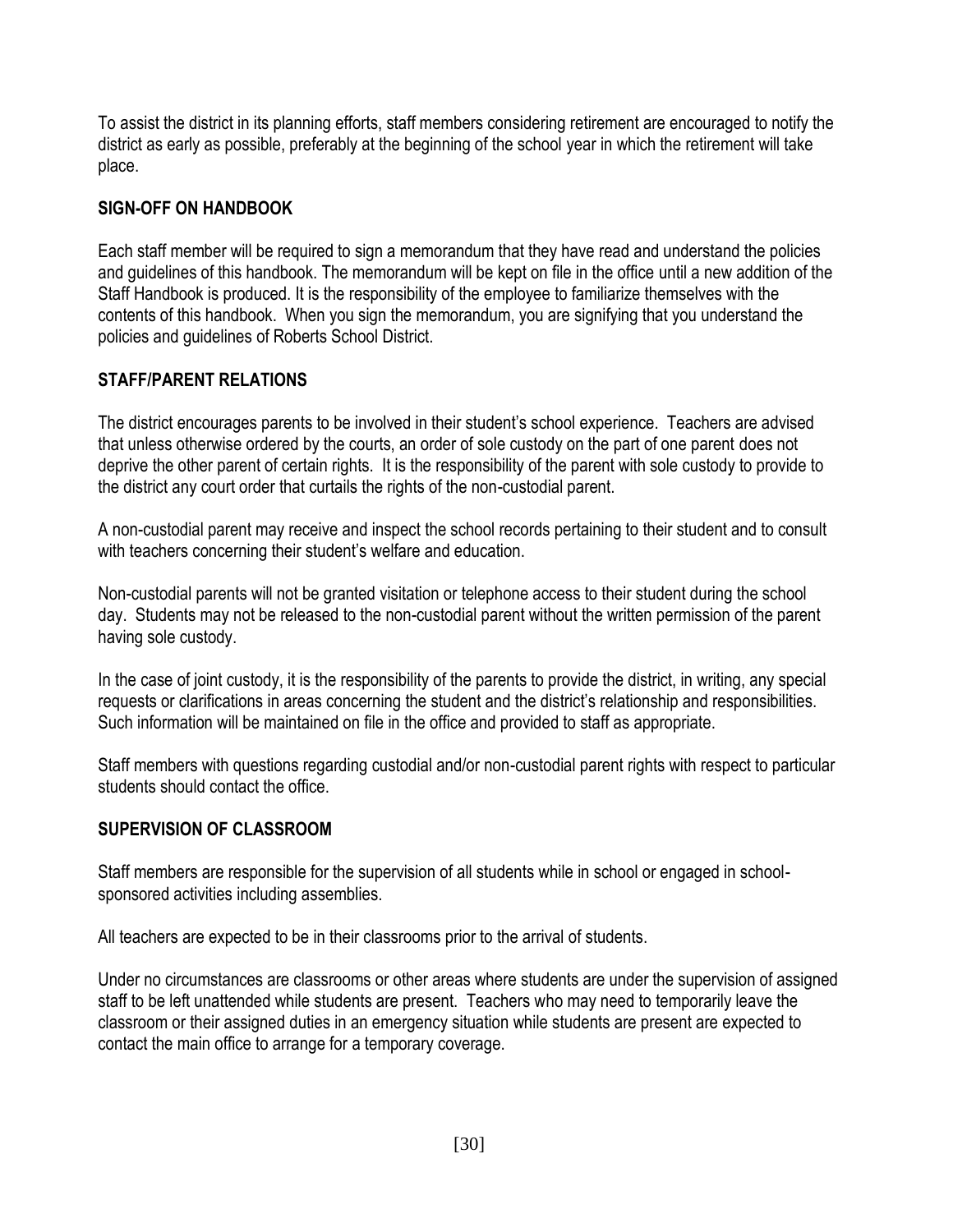To assist the district in its planning efforts, staff members considering retirement are encouraged to notify the district as early as possible, preferably at the beginning of the school year in which the retirement will take place.

## SIGN-OFF ON HANDBOOK

Each staff member will be required to sign a memorandum that they have read and understand the policies and guidelines of this handbook. The memorandum will be kept on file in the office until a new addition of the Staff Handbook is produced. It is the responsibility of the employee to familiarize themselves with the contents of this handbook. When you sign the memorandum, you are signifying that you understand the policies and guidelines of Roberts School District.

## STAFF/PARENT RELATIONS

The district encourages parents to be involved in their student's school experience. Teachers are advised that unless otherwise ordered by the courts, an order of sole custody on the part of one parent does not deprive the other parent of certain rights. It is the responsibility of the parent with sole custody to provide to the district any court order that curtails the rights of the non-custodial parent.

A non-custodial parent may receive and inspect the school records pertaining to their student and to consult with teachers concerning their student's welfare and education.

Non-custodial parents will not be granted visitation or telephone access to their student during the school day. Students may not be released to the non-custodial parent without the written permission of the parent having sole custody.

In the case of joint custody, it is the responsibility of the parents to provide the district, in writing, any special requests or clarifications in areas concerning the student and the district's relationship and responsibilities. Such information will be maintained on file in the office and provided to staff as appropriate.

Staff members with questions regarding custodial and/or non-custodial parent rights with respect to particular students should contact the office.

## SUPERVISION OF CLASSROOM

Staff members are responsible for the supervision of all students while in school or engaged in school-sponsored activities including assemblies.

All teachers are expected to be in their classrooms prior to the arrival of students.

Under no circumstances are classrooms or other areas where students are under the supervision of assigned staff to be left unattended while students are present. Teachers who may need to temporarily leave the classroom or their assigned duties in an emergency situation while students are present are expected to contact the main office to arrange for a temporary coverage.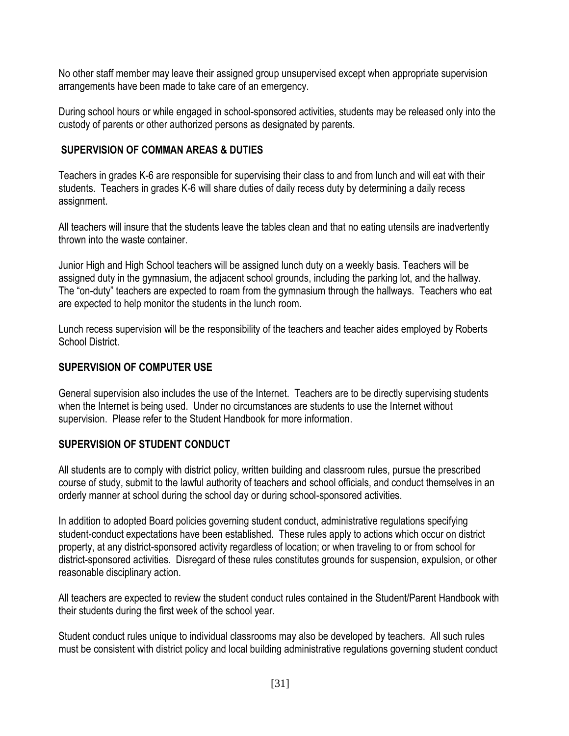No other staff member may leave their assigned group unsupervised except when appropriate supervision arrangements have been made to take care of an emergency.

During school hours or while engaged in school-sponsored activities, students may be released only into the custody of parents or other authorized persons as designated by parents.

## SUPERVISION OF COMMAN AREAS & DUTIES

Teachers in grades K-6 are responsible for supervising their class to and from lunch and will eat with their students. Teachers in grades K-6 will share duties of daily recess duty by determining a daily recess assignment.

All teachers will insure that the students leave the tables clean and that no eating utensils are inadvertently thrown into the waste container.

Junior High and High School teachers will be assigned lunch duty on a weekly basis. Teachers will be assigned duty in the gymnasium, the adjacent school grounds, including the parking lot, and the hallway. The "on-duty" teachers are expected to roam from the gymnasium through the hallways. Teachers who eat are expected to help monitor the students in the lunch room.

Lunch recess supervision will be the responsibility of the teachers and teacher aides employed by Roberts School District.

## SUPERVISION OF COMPUTER USE

General supervision also includes the use of the Internet. Teachers are to be directly supervising students when the Internet is being used. Under no circumstances are students to use the Internet without supervision. Please refer to the Student Handbook for more information.

## SUPERVISION OF STUDENT CONDUCT

All students are to comply with district policy, written building and classroom rules, pursue the prescribed course of study, submit to the lawful authority of teachers and school officials, and conduct themselves in an orderly manner at school during the school day or during school-sponsored activities.

In addition to adopted Board policies governing student conduct, administrative regulations specifying student-conduct expectations have been established. These rules apply to actions which occur on district property, at any district-sponsored activity regardless of location; or when traveling to or from school for district-sponsored activities. Disregard of these rules constitutes grounds for suspension, expulsion, or other reasonable disciplinary action.

All teachers are expected to review the student conduct rules contained in the Student/Parent Handbook with their students during the first week of the school year.

Student conduct rules unique to individual classrooms may also be developed by teachers. All such rules must be consistent with district policy and local building administrative regulations governing student conduct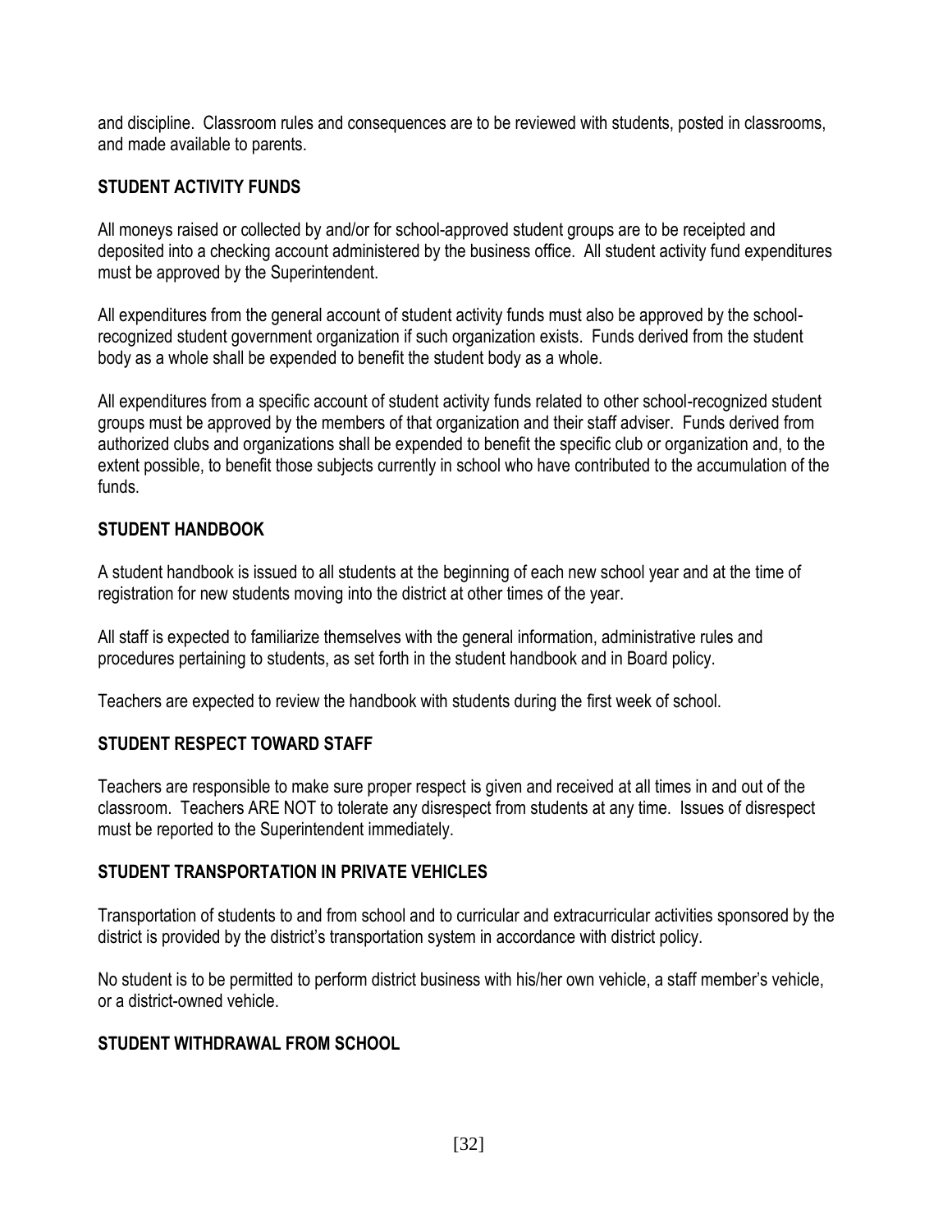and discipline. Classroom rules and consequences are to be reviewed with students, posted in classrooms, and made available to parents.

## STUDENT ACTIVITY FUNDS

All moneys raised or collected by and/or for school-approved student groups are to be receipted and deposited into a checking account administered by the business office. All student activity fund expenditures must be approved by the Superintendent.

All expenditures from the general account of student activity funds must also be approved by the school-recognized student government organization if such organization exists. Funds derived from the student body as a whole shall be expended to benefit the student body as a whole.

All expenditures from a specific account of student activity funds related to other school-recognized student groups must be approved by the members of that organization and their staff adviser. Funds derived from authorized clubs and organizations shall be expended to benefit the specific club or organization and, to the extent possible, to benefit those subjects currently in school who have contributed to the accumulation of the funds.

## STUDENT HANDBOOK

A student handbook is issued to all students at the beginning of each new school year and at the time of registration for new students moving into the district at other times of the year.

All staff is expected to familiarize themselves with the general information, administrative rules and procedures pertaining to students, as set forth in the student handbook and in Board policy.

Teachers are expected to review the handbook with students during the first week of school.

## STUDENT RESPECT TOWARD STAFF

Teachers are responsible to make sure proper respect is given and received at all times in and out of the classroom. Teachers ARE NOT to tolerate any disrespect from students at any time. Issues of disrespect must be reported to the Superintendent immediately.

## STUDENT TRANSPORTATION IN PRIVATE VEHICLES

Transportation of students to and from school and to curricular and extracurricular activities sponsored by the district is provided by the district's transportation system in accordance with district policy.

No student is to be permitted to perform district business with his/her own vehicle, a staff member's vehicle, or a district-owned vehicle.

## STUDENT WITHDRAWAL FROM SCHOOL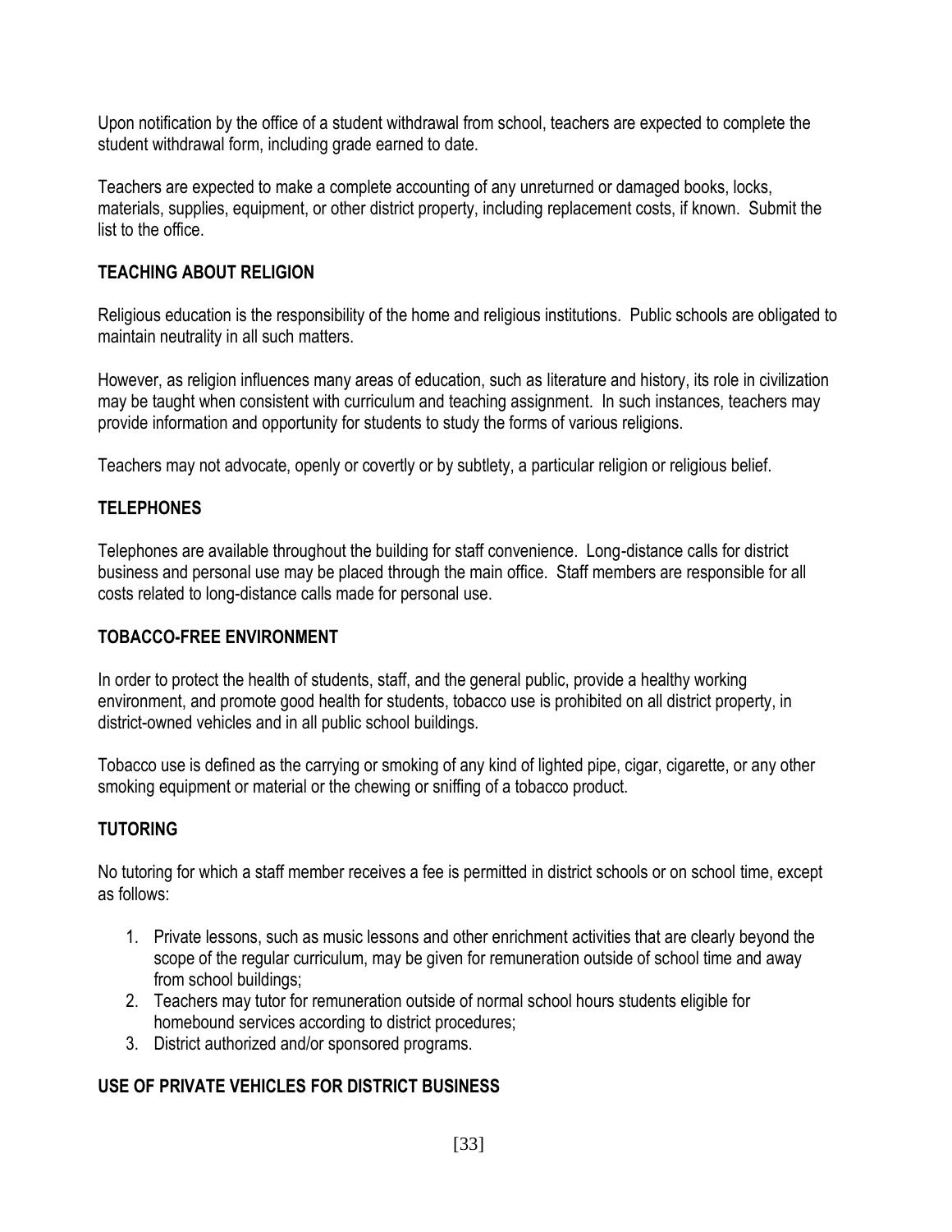Upon notification by the office of a student withdrawal from school, teachers are expected to complete the student withdrawal form, including grade earned to date.

Teachers are expected to make a complete accounting of any unreturned or damaged books, locks, materials, supplies, equipment, or other district property, including replacement costs, if known. Submit the list to the office.

## TEACHING ABOUT RELIGION

Religious education is the responsibility of the home and religious institutions. Public schools are obligated to maintain neutrality in all such matters.

However, as religion influences many areas of education, such as literature and history, its role in civilization may be taught when consistent with curriculum and teaching assignment. In such instances, teachers may provide information and opportunity for students to study the forms of various religions.

Teachers may not advocate, openly or covertly or by subtlety, a particular religion or religious belief.

## TELEPHONES

Telephones are available throughout the building for staff convenience. Long-distance calls for district business and personal use may be placed through the main office. Staff members are responsible for all costs related to long-distance calls made for personal use.

## TOBACCO-FREE ENVIRONMENT

In order to protect the health of students, staff, and the general public, provide a healthy working environment, and promote good health for students, tobacco use is prohibited on all district property, in district-owned vehicles and in all public school buildings.

Tobacco use is defined as the carrying or smoking of any kind of lighted pipe, cigar, cigarette, or any other smoking equipment or material or the chewing or sniffing of a tobacco product.

## TUTORING

No tutoring for which a staff member receives a fee is permitted in district schools or on school time, except as follows:

1. Private lessons, such as music lessons and other enrichment activities that are clearly beyond the scope of the regular curriculum, may be given for remuneration outside of school time and away from school buildings;
2. Teachers may tutor for remuneration outside of normal school hours students eligible for homebound services according to district procedures;
3. District authorized and/or sponsored programs.

## USE OF PRIVATE VEHICLES FOR DISTRICT BUSINESS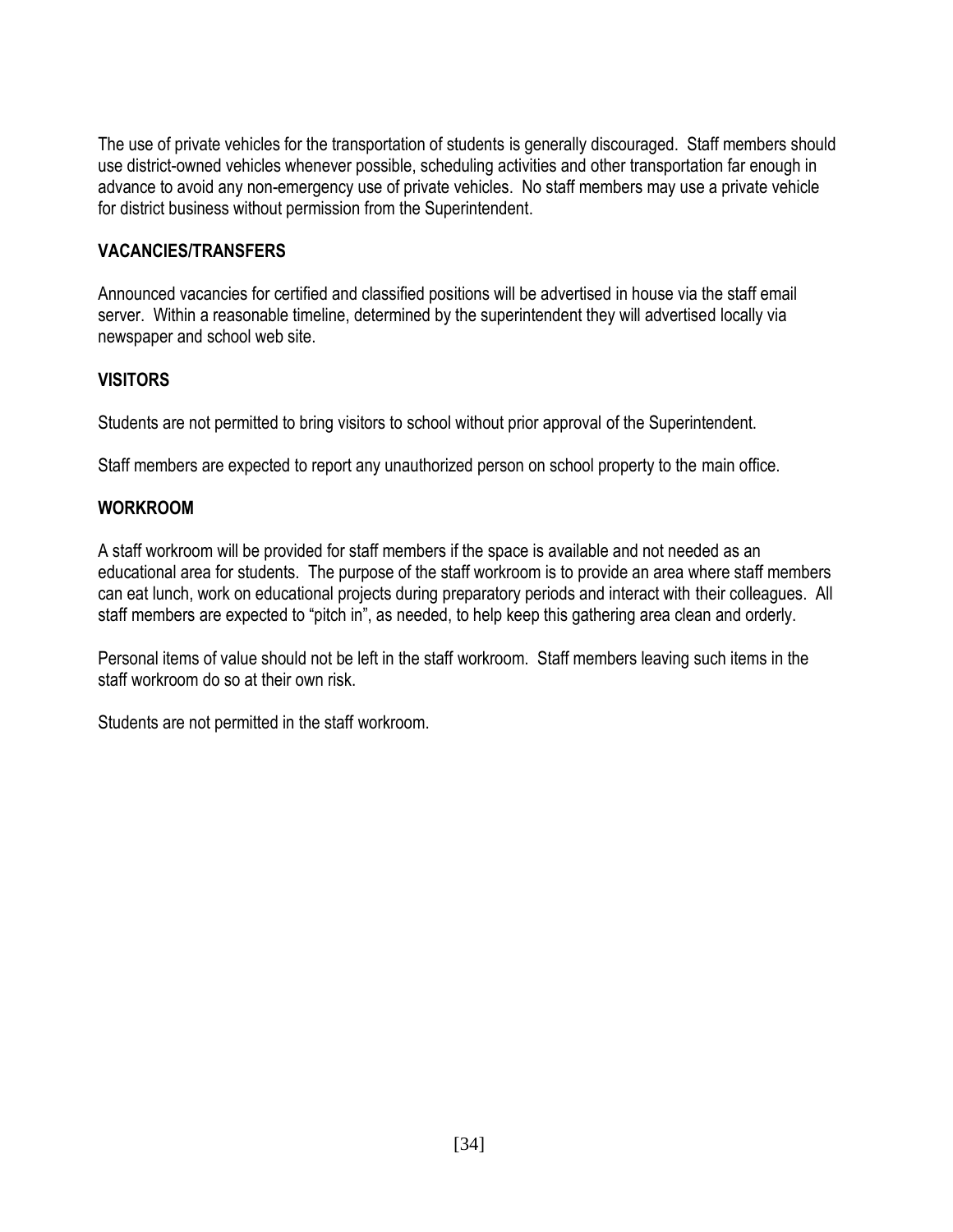The use of private vehicles for the transportation of students is generally discouraged. Staff members should use district-owned vehicles whenever possible, scheduling activities and other transportation far enough in advance to avoid any non-emergency use of private vehicles. No staff members may use a private vehicle for district business without permission from the Superintendent.

### VACANCIES/TRANSFERS

Announced vacancies for certified and classified positions will be advertised in house via the staff email server. Within a reasonable timeline, determined by the superintendent they will advertised locally via newspaper and school web site.

### VISITORS

Students are not permitted to bring visitors to school without prior approval of the Superintendent.

Staff members are expected to report any unauthorized person on school property to the main office.

### WORKROOM

A staff workroom will be provided for staff members if the space is available and not needed as an educational area for students. The purpose of the staff workroom is to provide an area where staff members can eat lunch, work on educational projects during preparatory periods and interact with their colleagues. All staff members are expected to "pitch in", as needed, to help keep this gathering area clean and orderly.

Personal items of value should not be left in the staff workroom. Staff members leaving such items in the staff workroom do so at their own risk.

Students are not permitted in the staff workroom.